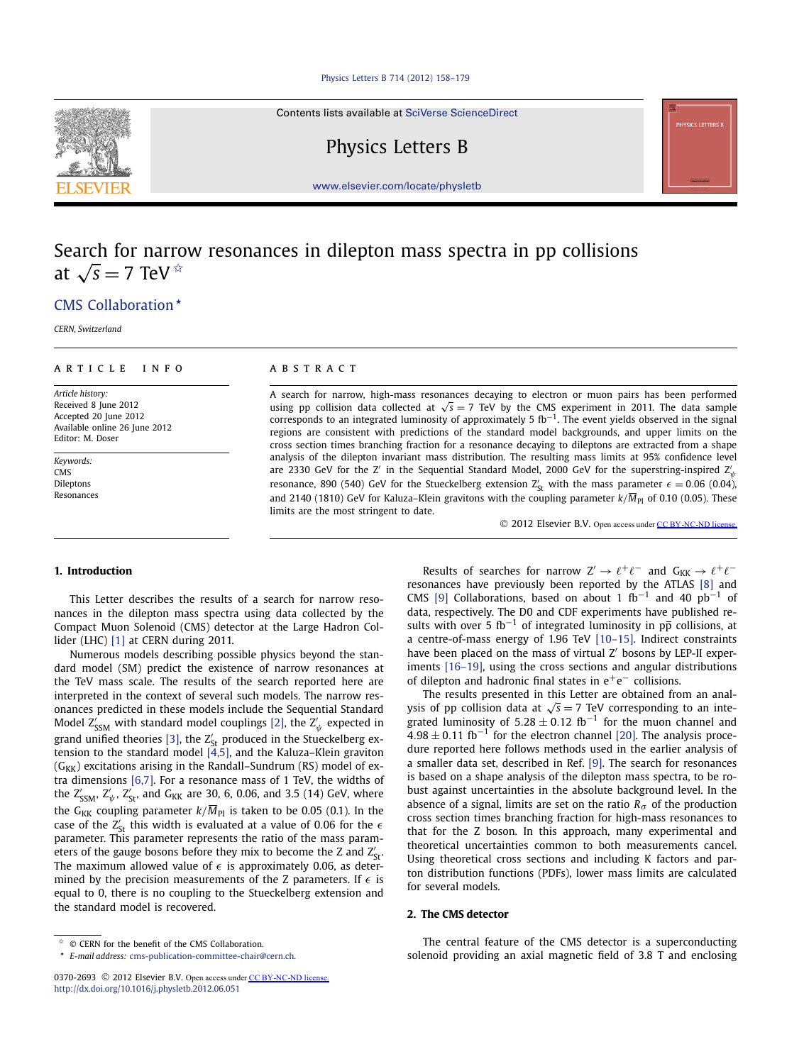# Search for narrow resonances in dilepton mass spectra in pp collisions at $\sqrt{s} = 7$ TeV ☆

CMS Collaboration *

*CERN, Switzerland*

## ARTICLE INFO

*Article history:*
Received 8 June 2012
Accepted 20 June 2012
Available online 26 June 2012
Editor: M. Doser

*Keywords:*
CMS
Dileptons
Resonances

## ABSTRACT

A search for narrow, high-mass resonances decaying to electron or muon pairs has been performed using pp collision data collected at $\sqrt{s} = 7$ TeV by the CMS experiment in 2011. The data sample corresponds to an integrated luminosity of approximately 5 $\text{fb}^{-1}$. The event yields observed in the signal regions are consistent with predictions of the standard model backgrounds, and upper limits on the cross section times branching fraction for a resonance decaying to dileptons are extracted from a shape analysis of the dilepton invariant mass distribution. The resulting mass limits at 95% confidence level are 2330 GeV for the Z′ in the Sequential Standard Model, 2000 GeV for the superstring-inspired $\text{Z}'_\psi$ resonance, 890 (540) GeV for the Stueckelberg extension $\text{Z}'_{\text{St}}$ with the mass parameter $\epsilon = 0.06$ (0.04), and 2140 (1810) GeV for Kaluza–Klein gravitons with the coupling parameter $k/\overline{M}_{\text{Pl}}$ of 0.10 (0.05). These limits are the most stringent to date.

© 2012 Elsevier B.V. Open access under CC BY-NC-ND license.

## 1. Introduction

This Letter describes the results of a search for narrow resonances in the dilepton mass spectra using data collected by the Compact Muon Solenoid (CMS) detector at the Large Hadron Collider (LHC) [1] at CERN during 2011.

Numerous models describing possible physics beyond the standard model (SM) predict the existence of narrow resonances at the TeV mass scale. The results of the search reported here are interpreted in the context of several such models. The narrow resonances predicted in these models include the Sequential Standard Model $\text{Z}'_{\text{SSM}}$ with standard model couplings [2], the $\text{Z}'_\psi$ expected in grand unified theories [3], the $\text{Z}'_{\text{St}}$ produced in the Stueckelberg extension to the standard model [4,5], and the Kaluza–Klein graviton ($\text{G}_{\text{KK}}$) excitations arising in the Randall–Sundrum (RS) model of extra dimensions [6,7]. For a resonance mass of 1 TeV, the widths of the $\text{Z}'_{\text{SSM}}$, $\text{Z}'_\psi$, $\text{Z}'_{\text{St}}$, and $\text{G}_{\text{KK}}$ are 30, 6, 0.06, and 3.5 (14) GeV, where the $\text{G}_{\text{KK}}$ coupling parameter $k/\overline{M}_{\text{Pl}}$ is taken to be 0.05 (0.1). In the case of the $\text{Z}'_{\text{St}}$ this width is evaluated at a value of 0.06 for the $\epsilon$ parameter. This parameter represents the ratio of the mass parameters of the gauge bosons before they mix to become the Z and $\text{Z}'_{\text{St}}$. The maximum allowed value of $\epsilon$ is approximately 0.06, as determined by the precision measurements of the Z parameters. If $\epsilon$ is equal to 0, there is no coupling to the Stueckelberg extension and the standard model is recovered.

Results of searches for narrow $\text{Z}' \to \ell^+\ell^-$ and $\text{G}_{\text{KK}} \to \ell^+\ell^-$ resonances have previously been reported by the ATLAS [8] and CMS [9] Collaborations, based on about 1 $\text{fb}^{-1}$ and 40 $\text{pb}^{-1}$ of data, respectively. The D0 and CDF experiments have published results with over 5 $\text{fb}^{-1}$ of integrated luminosity in $\text{p}\bar{\text{p}}$ collisions, at a centre-of-mass energy of 1.96 TeV [10–15]. Indirect constraints have been placed on the mass of virtual Z′ bosons by LEP-II experiments [16–19], using the cross sections and angular distributions of dilepton and hadronic final states in $\text{e}^+\text{e}^-$ collisions.

The results presented in this Letter are obtained from an analysis of pp collision data at $\sqrt{s} = 7$ TeV corresponding to an integrated luminosity of $5.28 \pm 0.12$ $\text{fb}^{-1}$ for the muon channel and $4.98 \pm 0.11$ $\text{fb}^{-1}$ for the electron channel [20]. The analysis procedure reported here follows methods used in the earlier analysis of a smaller data set, described in Ref. [9]. The search for resonances is based on a shape analysis of the dilepton mass spectra, to be robust against uncertainties in the absolute background level. In the absence of a signal, limits are set on the ratio $R_\sigma$ of the production cross section times branching fraction for high-mass resonances to that for the Z boson. In this approach, many experimental and theoretical uncertainties common to both measurements cancel. Using theoretical cross sections and including K factors and parton distribution functions (PDFs), lower mass limits are calculated for several models.

## 2. The CMS detector

The central feature of the CMS detector is a superconducting solenoid providing an axial magnetic field of 3.8 T and enclosing

☆ © CERN for the benefit of the CMS Collaboration.
* *E-mail address:* cms-publication-committee-chair@cern.ch.

0370-2693 © 2012 Elsevier B.V. Open access under CC BY-NC-ND license.
http://dx.doi.org/10.1016/j.physletb.2012.06.051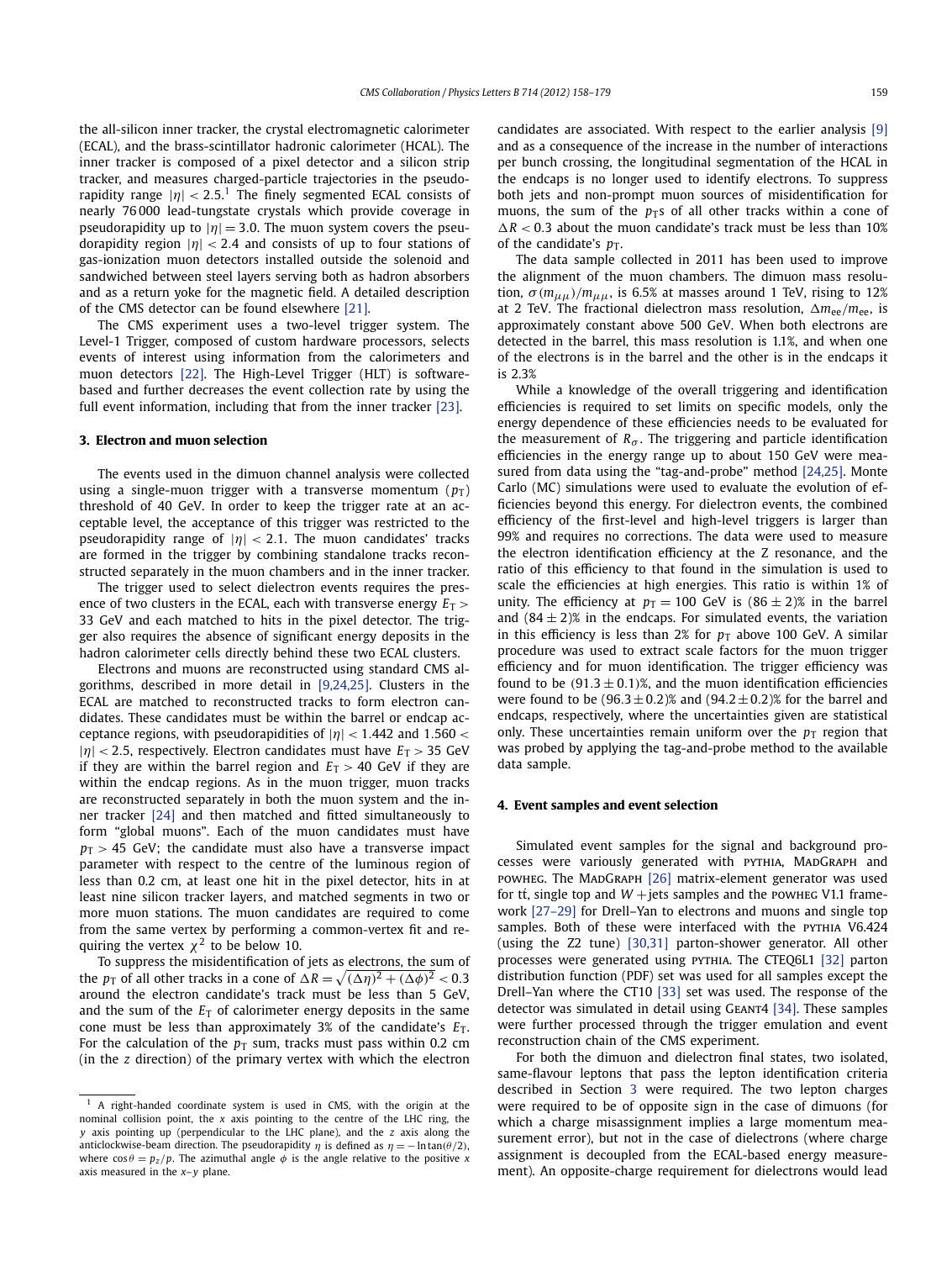the all-silicon inner tracker, the crystal electromagnetic calorimeter (ECAL), and the brass-scintillator hadronic calorimeter (HCAL). The inner tracker is composed of a pixel detector and a silicon strip tracker, and measures charged-particle trajectories in the pseudorapidity range $|\eta| < 2.5$.[1] The finely segmented ECAL consists of nearly 76 000 lead-tungstate crystals which provide coverage in pseudorapidity up to $|\eta| = 3.0$. The muon system covers the pseudorapidity region $|\eta| < 2.4$ and consists of up to four stations of gas-ionization muon detectors installed outside the solenoid and sandwiched between steel layers serving both as hadron absorbers and as a return yoke for the magnetic field. A detailed description of the CMS detector can be found elsewhere [21].

The CMS experiment uses a two-level trigger system. The Level-1 Trigger, composed of custom hardware processors, selects events of interest using information from the calorimeters and muon detectors [22]. The High-Level Trigger (HLT) is software-based and further decreases the event collection rate by using the full event information, including that from the inner tracker [23].

## 3. Electron and muon selection

The events used in the dimuon channel analysis were collected using a single-muon trigger with a transverse momentum ($p_T$) threshold of 40 GeV. In order to keep the trigger rate at an acceptable level, the acceptance of this trigger was restricted to the pseudorapidity range of $|\eta| < 2.1$. The muon candidates' tracks are formed in the trigger by combining standalone tracks reconstructed separately in the muon chambers and in the inner tracker.

The trigger used to select dielectron events requires the presence of two clusters in the ECAL, each with transverse energy $E_T > 33$ GeV and each matched to hits in the pixel detector. The trigger also requires the absence of significant energy deposits in the hadron calorimeter cells directly behind these two ECAL clusters.

Electrons and muons are reconstructed using standard CMS algorithms, described in more detail in [9,24,25]. Clusters in the ECAL are matched to reconstructed tracks to form electron candidates. These candidates must be within the barrel or endcap acceptance regions, with pseudorapidities of $|\eta| < 1.442$ and $1.560 < |\eta| < 2.5$, respectively. Electron candidates must have $E_T > 35$ GeV if they are within the barrel region and $E_T > 40$ GeV if they are within the endcap regions. As in the muon trigger, muon tracks are reconstructed separately in both the muon system and the inner tracker [24] and then matched and fitted simultaneously to form "global muons". Each of the muon candidates must have $p_T > 45$ GeV; the candidate must also have a transverse impact parameter with respect to the centre of the luminous region of less than 0.2 cm, at least one hit in the pixel detector, hits in at least nine silicon tracker layers, and matched segments in two or more muon stations. The muon candidates are required to come from the same vertex by performing a common-vertex fit and requiring the vertex $\chi^2$ to be below 10.

To suppress the misidentification of jets as electrons, the sum of the $p_T$ of all other tracks in a cone of $\Delta R = \sqrt{(\Delta\eta)^2 + (\Delta\phi)^2} < 0.3$ around the electron candidate's track must be less than 5 GeV, and the sum of the $E_T$ of calorimeter energy deposits in the same cone must be less than approximately 3% of the candidate's $E_T$. For the calculation of the $p_T$ sum, tracks must pass within 0.2 cm (in the $z$ direction) of the primary vertex with which the electron candidates are associated. With respect to the earlier analysis [9] and as a consequence of the increase in the number of interactions per bunch crossing, the longitudinal segmentation of the HCAL in the endcaps is no longer used to identify electrons. To suppress both jets and non-prompt muon sources of misidentification for muons, the sum of the $p_T$s of all other tracks within a cone of $\Delta R < 0.3$ about the muon candidate's track must be less than 10% of the candidate's $p_T$.

The data sample collected in 2011 has been used to improve the alignment of the muon chambers. The dimuon mass resolution, $\sigma(m_{\mu\mu})/m_{\mu\mu}$, is 6.5% at masses around 1 TeV, rising to 12% at 2 TeV. The fractional dielectron mass resolution, $\Delta m_{ee}/m_{ee}$, is approximately constant above 500 GeV. When both electrons are detected in the barrel, this mass resolution is 1.1%, and when one of the electrons is in the barrel and the other is in the endcaps it is 2.3%

While a knowledge of the overall triggering and identification efficiencies is required to set limits on specific models, only the energy dependence of these efficiencies needs to be evaluated for the measurement of $R_\sigma$. The triggering and particle identification efficiencies in the energy range up to about 150 GeV were measured from data using the "tag-and-probe" method [24,25]. Monte Carlo (MC) simulations were used to evaluate the evolution of efficiencies beyond this energy. For dielectron events, the combined efficiency of the first-level and high-level triggers is larger than 99% and requires no corrections. The data were used to measure the electron identification efficiency at the Z resonance, and the ratio of this efficiency to that found in the simulation is used to scale the efficiencies at high energies. This ratio is within 1% of unity. The efficiency at $p_T = 100$ GeV is $(86 \pm 2)$% in the barrel and $(84 \pm 2)$% in the endcaps. For simulated events, the variation in this efficiency is less than 2% for $p_T$ above 100 GeV. A similar procedure was used to extract scale factors for the muon trigger efficiency and for muon identification. The trigger efficiency was found to be $(91.3 \pm 0.1)$%, and the muon identification efficiencies were found to be $(96.3 \pm 0.2)$% and $(94.2 \pm 0.2)$% for the barrel and endcaps, respectively, where the uncertainties given are statistical only. These uncertainties remain uniform over the $p_T$ region that was probed by applying the tag-and-probe method to the available data sample.

## 4. Event samples and event selection

Simulated event samples for the signal and background processes were variously generated with PYTHIA, MADGRAPH and POWHEG. The MADGRAPH [26] matrix-element generator was used for $t\bar{t}$, single top and $W$ + jets samples and the POWHEG V1.1 framework [27–29] for Drell–Yan to electrons and muons and single top samples. Both of these were interfaced with the PYTHIA V6.424 (using the Z2 tune) [30,31] parton-shower generator. All other processes were generated using PYTHIA. The CTEQ6L1 [32] parton distribution function (PDF) set was used for all samples except the Drell–Yan where the CT10 [33] set was used. The response of the detector was simulated in detail using GEANT4 [34]. These samples were further processed through the trigger emulation and event reconstruction chain of the CMS experiment.

For both the dimuon and dielectron final states, two isolated, same-flavour leptons that pass the lepton identification criteria described in Section 3 were required. The two lepton charges were required to be of opposite sign in the case of dimuons (for which a charge misassignment implies a large momentum measurement error), but not in the case of dielectrons (where charge assignment is decoupled from the ECAL-based energy measurement). An opposite-charge requirement for dielectrons would lead

[1] A right-handed coordinate system is used in CMS, with the origin at the nominal collision point, the $x$ axis pointing to the centre of the LHC ring, the $y$ axis pointing up (perpendicular to the LHC plane), and the $z$ axis along the anticlockwise-beam direction. The pseudorapidity $\eta$ is defined as $\eta = -\ln\tan(\theta/2)$, where $\cos\theta = p_z/p$. The azimuthal angle $\phi$ is the angle relative to the positive $x$ axis measured in the $x$–$y$ plane.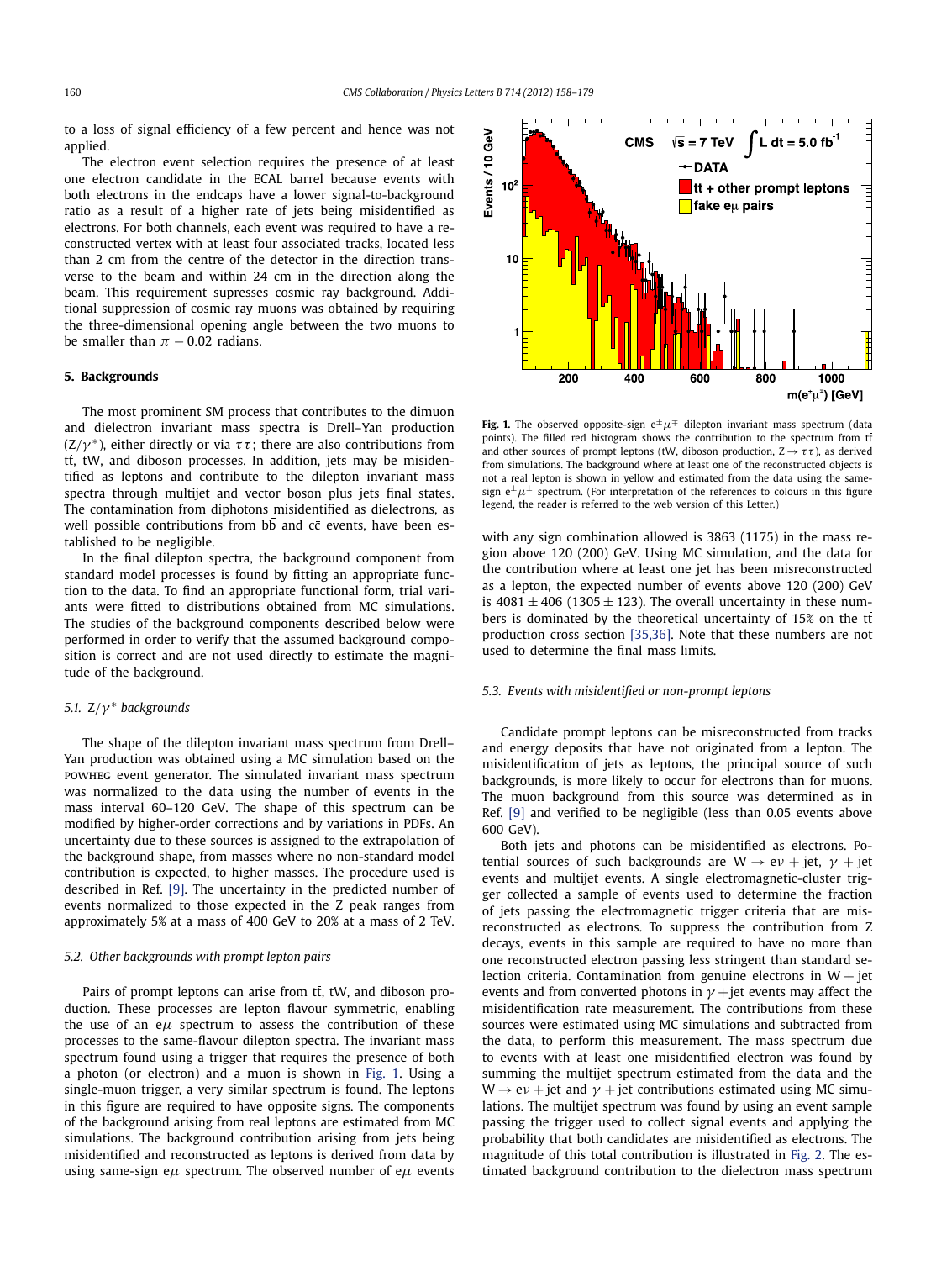to a loss of signal efficiency of a few percent and hence was not applied.

The electron event selection requires the presence of at least one electron candidate in the ECAL barrel because events with both electrons in the endcaps have a lower signal-to-background ratio as a result of a higher rate of jets being misidentified as electrons. For both channels, each event was required to have a reconstructed vertex with at least four associated tracks, located less than 2 cm from the centre of the detector in the direction transverse to the beam and within 24 cm in the direction along the beam. This requirement supresses cosmic ray background. Additional suppression of cosmic ray muons was obtained by requiring the three-dimensional opening angle between the two muons to be smaller than $\pi - 0.02$ radians.

## 5. Backgrounds

The most prominent SM process that contributes to the dimuon and dielectron invariant mass spectra is Drell–Yan production ($Z/\gamma^*$), either directly or via $\tau\tau$; there are also contributions from $t\bar{t}$, tW, and diboson processes. In addition, jets may be misidentified as leptons and contribute to the dilepton invariant mass spectra through multijet and vector boson plus jets final states. The contamination from diphotons misidentified as dielectrons, as well possible contributions from $b\bar{b}$ and $c\bar{c}$ events, have been established to be negligible.

In the final dilepton spectra, the background component from standard model processes is found by fitting an appropriate function to the data. To find an appropriate functional form, trial variants were fitted to distributions obtained from MC simulations. The studies of the background components described below were performed in order to verify that the assumed background composition is correct and are not used directly to estimate the magnitude of the background.

### 5.1. $Z/\gamma^*$ backgrounds

The shape of the dilepton invariant mass spectrum from Drell–Yan production was obtained using a MC simulation based on the POWHEG event generator. The simulated invariant mass spectrum was normalized to the data using the number of events in the mass interval 60–120 GeV. The shape of this spectrum can be modified by higher-order corrections and by variations in PDFs. An uncertainty due to these sources is assigned to the extrapolation of the background shape, from masses where no non-standard model contribution is expected, to higher masses. The procedure used is described in Ref. [9]. The uncertainty in the predicted number of events normalized to those expected in the Z peak ranges from approximately 5% at a mass of 400 GeV to 20% at a mass of 2 TeV.

### 5.2. Other backgrounds with prompt lepton pairs

Pairs of prompt leptons can arise from $t\bar{t}$, tW, and diboson production. These processes are lepton flavour symmetric, enabling the use of an $e\mu$ spectrum to assess the contribution of these processes to the same-flavour dilepton spectra. The invariant mass spectrum found using a trigger that requires the presence of both a photon (or electron) and a muon is shown in Fig. 1. Using a single-muon trigger, a very similar spectrum is found. The leptons in this figure are required to have opposite signs. The components of the background arising from real leptons are estimated from MC simulations. The background contribution arising from jets being misidentified and reconstructed as leptons is derived from data by using same-sign $e\mu$ spectrum. The observed number of $e\mu$ events with any sign combination allowed is 3863 (1175) in the mass region above 120 (200) GeV. Using MC simulation, and the data for the contribution where at least one jet has been misreconstructed as a lepton, the expected number of events above 120 (200) GeV is $4081 \pm 406$ ($1305 \pm 123$). The overall uncertainty in these numbers is dominated by the theoretical uncertainty of 15% on the $t\bar{t}$ production cross section [35,36]. Note that these numbers are not used to determine the final mass limits.

**Fig. 1.** The observed opposite-sign $e^{\pm}\mu^{\mp}$ dilepton invariant mass spectrum (data points). The filled red histogram shows the contribution to the spectrum from $t\bar{t}$ and other sources of prompt leptons (tW, diboson production, $Z \to \tau\tau$), as derived from simulations. The background where at least one of the reconstructed objects is not a real lepton is shown in yellow and estimated from the data using the same-sign $e^{\pm}\mu^{\pm}$ spectrum. (For interpretation of the references to colours in this figure legend, the reader is referred to the web version of this Letter.)

### 5.3. Events with misidentified or non-prompt leptons

Candidate prompt leptons can be misreconstructed from tracks and energy deposits that have not originated from a lepton. The misidentification of jets as leptons, the principal source of such backgrounds, is more likely to occur for electrons than for muons. The muon background from this source was determined as in Ref. [9] and verified to be negligible (less than 0.05 events above 600 GeV).

Both jets and photons can be misidentified as electrons. Potential sources of such backgrounds are $W \to e\nu$ + jet, $\gamma$ + jet events and multijet events. A single electromagnetic-cluster trigger collected a sample of events used to determine the fraction of jets passing the electromagnetic trigger criteria that are misreconstructed as electrons. To suppress the contribution from Z decays, events in this sample are required to have no more than one reconstructed electron passing less stringent than standard selection criteria. Contamination from genuine electrons in W + jet events and from converted photons in $\gamma$ + jet events may affect the misidentification rate measurement. The contributions from these sources were estimated using MC simulations and subtracted from the data, to perform this measurement. The mass spectrum due to events with at least one misidentified electron was found by summing the multijet spectrum estimated from the data and the $W \to e\nu$ + jet and $\gamma$ + jet contributions estimated using MC simulations. The multijet spectrum was found by using an event sample passing the trigger used to collect signal events and applying the probability that both candidates are misidentified as electrons. The magnitude of this total contribution is illustrated in Fig. 2. The estimated background contribution to the dielectron mass spectrum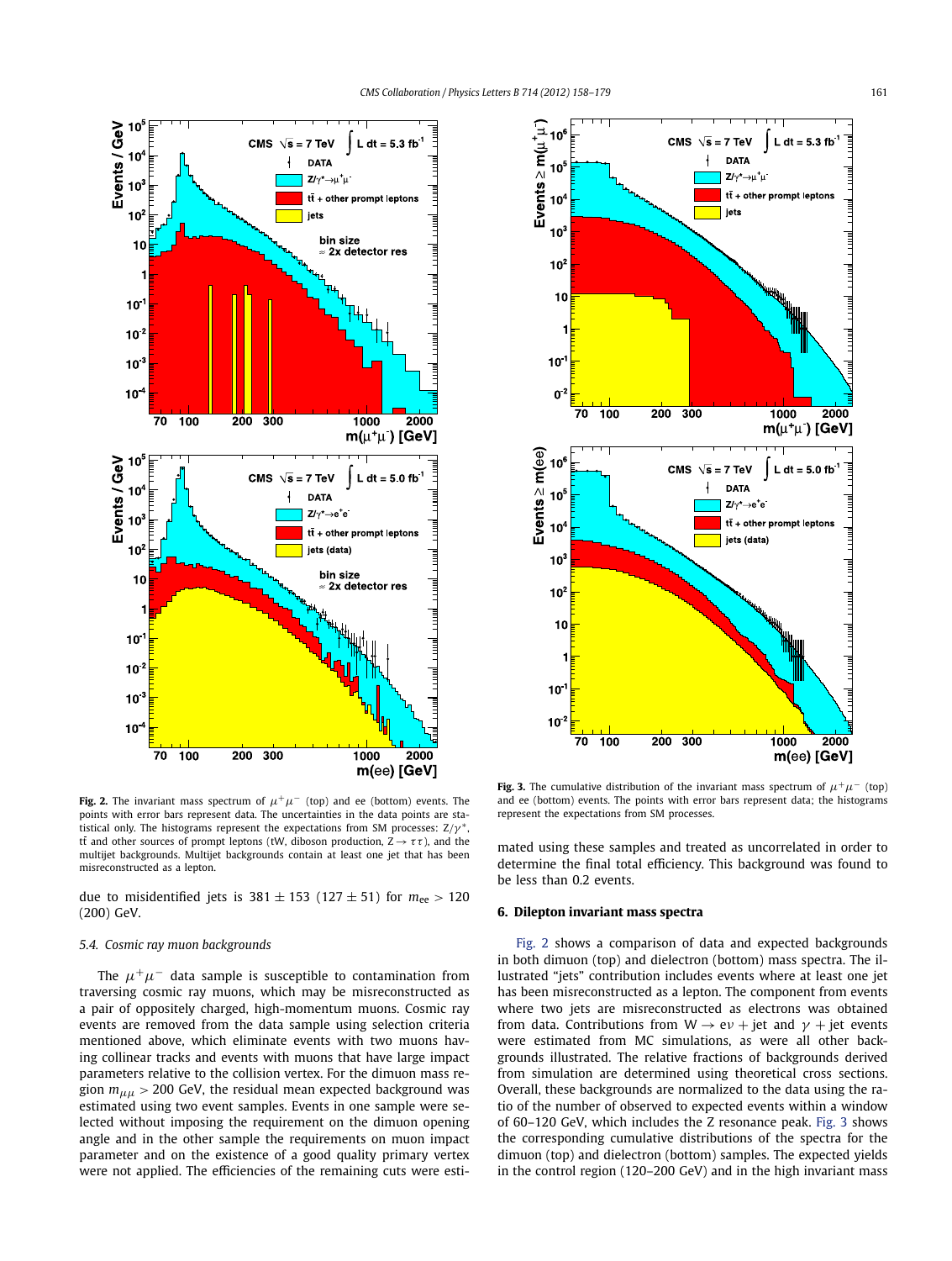**Fig. 2.** The invariant mass spectrum of $\mu^+\mu^-$ (top) and ee (bottom) events. The points with error bars represent data. The uncertainties in the data points are statistical only. The histograms represent the expectations from SM processes: $Z/\gamma^*$, $t\bar{t}$ and other sources of prompt leptons (tW, diboson production, $Z \to \tau\tau$), and the multijet backgrounds. Multijet backgrounds contain at least one jet that has been misreconstructed as a lepton.

**Fig. 3.** The cumulative distribution of the invariant mass spectrum of $\mu^+\mu^-$ (top) and ee (bottom) events. The points with error bars represent data; the histograms represent the expectations from SM processes.

due to misidentified jets is $381 \pm 153$ ($127 \pm 51$) for $m_{ee} > 120$ (200) GeV.

### 5.4. Cosmic ray muon backgrounds

The $\mu^+\mu^-$ data sample is susceptible to contamination from traversing cosmic ray muons, which may be misreconstructed as a pair of oppositely charged, high-momentum muons. Cosmic ray events are removed from the data sample using selection criteria mentioned above, which eliminate events with two muons having collinear tracks and events with muons that have large impact parameters relative to the collision vertex. For the dimuon mass region $m_{\mu\mu} > 200$ GeV, the residual mean expected background was estimated using two event samples. Events in one sample were selected without imposing the requirement on the dimuon opening angle and in the other sample the requirements on muon impact parameter and on the existence of a good quality primary vertex were not applied. The efficiencies of the remaining cuts were estimated using these samples and treated as uncorrelated in order to determine the final total efficiency. This background was found to be less than 0.2 events.

## 6. Dilepton invariant mass spectra

Fig. 2 shows a comparison of data and expected backgrounds in both dimuon (top) and dielectron (bottom) mass spectra. The illustrated "jets" contribution includes events where at least one jet has been misreconstructed as a lepton. The component from events where two jets are misreconstructed as electrons was obtained from data. Contributions from $W \to e\nu$ + jet and $\gamma$ + jet events were estimated from MC simulations, as were all other backgrounds illustrated. The relative fractions of backgrounds derived from simulation are determined using theoretical cross sections. Overall, these backgrounds are normalized to the data using the ratio of the number of observed to expected events within a window of 60–120 GeV, which includes the Z resonance peak. Fig. 3 shows the corresponding cumulative distributions of the spectra for the dimuon (top) and dielectron (bottom) samples. The expected yields in the control region (120–200 GeV) and in the high invariant mass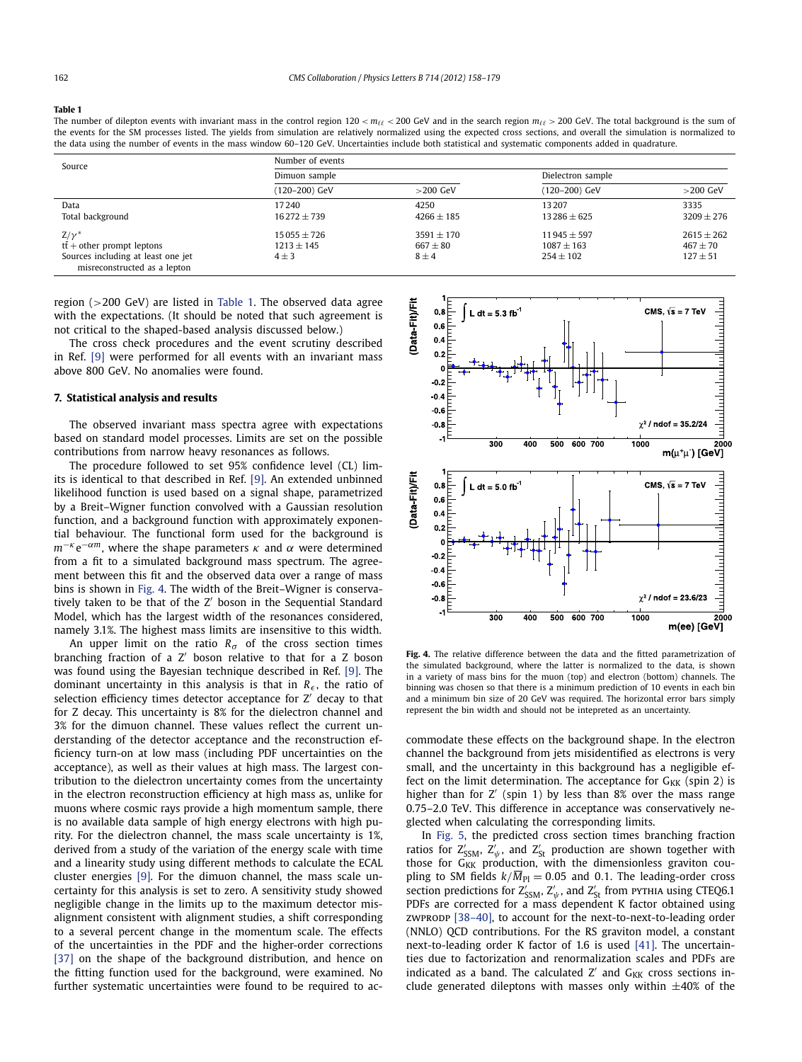**Table 1**

The number of dilepton events with invariant mass in the control region $120 < m_{\ell\ell} < 200$ GeV and in the search region $m_{\ell\ell} > 200$ GeV. The total background is the sum of the events for the SM processes listed. The yields from simulation are relatively normalized using the expected cross sections, and overall the simulation is normalized to the data using the number of events in the mass window 60–120 GeV. Uncertainties include both statistical and systematic components added in quadrature.

| Source | Number of events | | | |
|---|---|---|---|---|
| | Dimuon sample | | Dielectron sample | |
| | (120–200) GeV | >200 GeV | (120–200) GeV | >200 GeV |
| Data | 17 240 | 4250 | 13 207 | 3335 |
| Total background | $16\,272 \pm 739$ | $4266 \pm 185$ | $13\,286 \pm 625$ | $3209 \pm 276$ |
| $Z/\gamma^*$ | $15\,055 \pm 726$ | $3591 \pm 170$ | $11\,945 \pm 597$ | $2615 \pm 262$ |
| $t\bar{t}$ + other prompt leptons | $1213 \pm 145$ | $667 \pm 80$ | $1087 \pm 163$ | $467 \pm 70$ |
| Sources including at least one jet misreconstructed as a lepton | $4 \pm 3$ | $8 \pm 4$ | $254 \pm 102$ | $127 \pm 51$ |

region (>200 GeV) are listed in Table 1. The observed data agree with the expectations. (It should be noted that such agreement is not critical to the shaped-based analysis discussed below.)

The cross check procedures and the event scrutiny described in Ref. [9] were performed for all events with an invariant mass above 800 GeV. No anomalies were found.

## 7. Statistical analysis and results

The observed invariant mass spectra agree with expectations based on standard model processes. Limits are set on the possible contributions from narrow heavy resonances as follows.

The procedure followed to set 95% confidence level (CL) limits is identical to that described in Ref. [9]. An extended unbinned likelihood function is used based on a signal shape, parametrized by a Breit–Wigner function convolved with a Gaussian resolution function, and a background function with approximately exponential behaviour. The functional form used for the background is $m^{-\kappa} e^{-\alpha m}$, where the shape parameters $\kappa$ and $\alpha$ were determined from a fit to a simulated background mass spectrum. The agreement between this fit and the observed data over a range of mass bins is shown in Fig. 4. The width of the Breit–Wigner is conservatively taken to be that of the Z′ boson in the Sequential Standard Model, which has the largest width of the resonances considered, namely 3.1%. The highest mass limits are insensitive to this width.

An upper limit on the ratio $R_\sigma$ of the cross section times branching fraction of a Z′ boson relative to that for a Z boson was found using the Bayesian technique described in Ref. [9]. The dominant uncertainty in this analysis is that in $R_\epsilon$, the ratio of selection efficiency times detector acceptance for Z′ decay to that for Z decay. This uncertainty is 8% for the dielectron channel and 3% for the dimuon channel. These values reflect the current understanding of the detector acceptance and the reconstruction efficiency turn-on at low mass (including PDF uncertainties on the acceptance), as well as their values at high mass. The largest contribution to the dielectron uncertainty comes from the uncertainty in the electron reconstruction efficiency at high mass as, unlike for muons where cosmic rays provide a high momentum sample, there is no available data sample of high energy electrons with high purity. For the dielectron channel, the mass scale uncertainty is 1%, derived from a study of the variation of the energy scale with time and a linearity study using different methods to calculate the ECAL cluster energies [9]. For the dimuon channel, the mass scale uncertainty for this analysis is set to zero. A sensitivity study showed negligible change in the limits up to the maximum detector misalignment consistent with alignment studies, a shift corresponding to a several percent change in the momentum scale. The effects of the uncertainties in the PDF and the higher-order corrections [37] on the shape of the background distribution, and hence on the fitting function used for the background, were examined. No further systematic uncertainties were found to be required to accommodate these effects on the background shape. In the electron channel the background from jets misidentified as electrons is very small, and the uncertainty in this background has a negligible effect on the limit determination. The acceptance for $G_{KK}$ (spin 2) is higher than for Z′ (spin 1) by less than 8% over the mass range 0.75–2.0 TeV. This difference in acceptance was conservatively neglected when calculating the corresponding limits.

**Fig. 4.** The relative difference between the data and the fitted parametrization of the simulated background, where the latter is normalized to the data, is shown in a variety of mass bins for the muon (top) and electron (bottom) channels. The binning was chosen so that there is a minimum prediction of 10 events in each bin and a minimum bin size of 20 GeV was required. The horizontal error bars simply represent the bin width and should not be intepreted as an uncertainty.

In Fig. 5, the predicted cross section times branching fraction ratios for $Z'_{SSM}$, $Z'_\psi$, and $Z'_{St}$ production are shown together with those for $G_{KK}$ production, with the dimensionless graviton coupling to SM fields $k/\overline{M}_{Pl} = 0.05$ and 0.1. The leading-order cross section predictions for $Z'_{SSM}$, $Z'_\psi$, and $Z'_{St}$ from PYTHIA using CTEQ6.1 PDFs are corrected for a mass dependent K factor obtained using ZWPRODP [38–40], to account for the next-to-next-to-leading order (NNLO) QCD contributions. For the RS graviton model, a constant next-to-leading order K factor of 1.6 is used [41]. The uncertainties due to factorization and renormalization scales and PDFs are indicated as a band. The calculated Z′ and $G_{KK}$ cross sections include generated dileptons with masses only within ±40% of the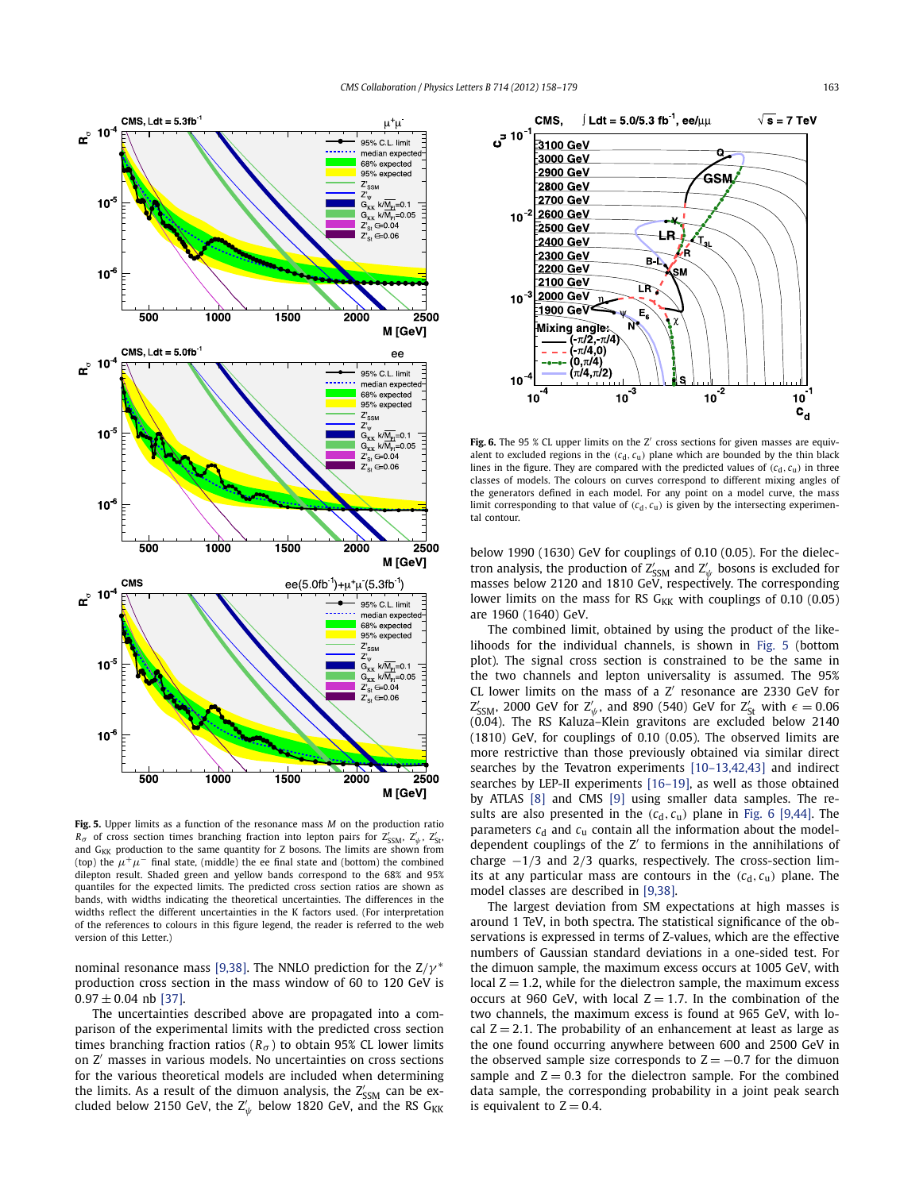**Fig. 5.** Upper limits as a function of the resonance mass $M$ on the production ratio $R_\sigma$ of cross section times branching fraction into lepton pairs for $Z'_{\text{SSM}}$, $Z'_\psi$, $Z'_{\text{St}}$, and $G_{\text{KK}}$ production to the same quantity for Z bosons. The limits are shown from (top) the $\mu^+\mu^-$ final state, (middle) the ee final state and (bottom) the combined dilepton result. Shaded green and yellow bands correspond to the 68% and 95% quantiles for the expected limits. The predicted cross section ratios are shown as bands, with widths indicating the theoretical uncertainties. The differences in the widths reflect the different uncertainties in the K factors used. (For interpretation of the references to colours in this figure legend, the reader is referred to the web version of this Letter.)

**Fig. 6.** The 95 % CL upper limits on the Z′ cross sections for given masses are equivalent to excluded regions in the $(c_\text{d}, c_\text{u})$ plane which are bounded by the thin black lines in the figure. They are compared with the predicted values of $(c_\text{d}, c_\text{u})$ in three classes of models. The colours on curves correspond to different mixing angles of the generators defined in each model. For any point on a model curve, the mass limit corresponding to that value of $(c_\text{d}, c_\text{u})$ is given by the intersecting experimental contour.

nominal resonance mass [9,38]. The NNLO prediction for the $\text{Z}/\gamma^*$ production cross section in the mass window of 60 to 120 GeV is $0.97 \pm 0.04$ nb [37].

The uncertainties described above are propagated into a comparison of the experimental limits with the predicted cross sections times branching fraction ratios ($R_\sigma$) to obtain 95% CL lower limits on Z′ masses in various models. No uncertainties on cross sections for the various theoretical models are included when determining the limits. As a result of the dimuon analysis, the $Z'_{\text{SSM}}$ can be excluded below 2150 GeV, the $Z'_\psi$ below 1820 GeV, and the RS $G_{\text{KK}}$ below 1990 (1630) GeV for couplings of 0.10 (0.05). For the dielectron analysis, the production of $Z'_{\text{SSM}}$ and $Z'_\psi$ bosons is excluded for masses below 2120 and 1810 GeV, respectively. The corresponding lower limits on the mass for RS $G_{\text{KK}}$ with couplings of 0.10 (0.05) are 1960 (1640) GeV.

The combined limit, obtained by using the product of the likelihoods for the individual channels, is shown in Fig. 5 (bottom plot). The signal cross section is constrained to be the same in the two channels and lepton universality is assumed. The 95% CL lower limits on the mass of a Z′ resonance are 2330 GeV for $Z'_{\text{SSM}}$, 2000 GeV for $Z'_\psi$, and 890 (540) GeV for $Z'_{\text{St}}$ with $\epsilon = 0.06$ (0.04). The RS Kaluza–Klein gravitons are excluded below 2140 (1810) GeV, for couplings of 0.10 (0.05). The observed limits are more restrictive than those previously obtained via similar direct searches by the Tevatron experiments [10–13,42,43] and indirect searches by LEP-II experiments [16–19], as well as those obtained by ATLAS [8] and CMS [9] using smaller data samples. The results are also presented in the $(c_\text{d}, c_\text{u})$ plane in Fig. 6 [9,44]. The parameters $c_\text{d}$ and $c_\text{u}$ contain all the information about the model-dependent couplings of the Z′ to fermions in the annihilations of charge $-1/3$ and $2/3$ quarks, respectively. The cross-section limits at any particular mass are contours in the $(c_\text{d}, c_\text{u})$ plane. The model classes are described in [9,38].

The largest deviation from SM expectations at high masses is around 1 TeV, in both spectra. The statistical significance of the observations is expressed in terms of Z-values, which are the effective numbers of Gaussian standard deviations in a one-sided test. For the dimuon sample, the maximum excess occurs at 1005 GeV, with local $\text{Z} = 1.2$, while for the dielectron sample, the maximum excess occurs at 960 GeV, with local $\text{Z} = 1.7$. In the combination of the two channels, the maximum excess is found at 965 GeV, with local $\text{Z} = 2.1$. The probability of an enhancement at least as large as the one found occurring anywhere between 600 and 2500 GeV in the observed sample size corresponds to $\text{Z} = -0.7$ for the dimuon sample and $\text{Z} = 0.3$ for the dielectron sample. For the combined data sample, the corresponding probability in a joint peak search is equivalent to $\text{Z} = 0.4$.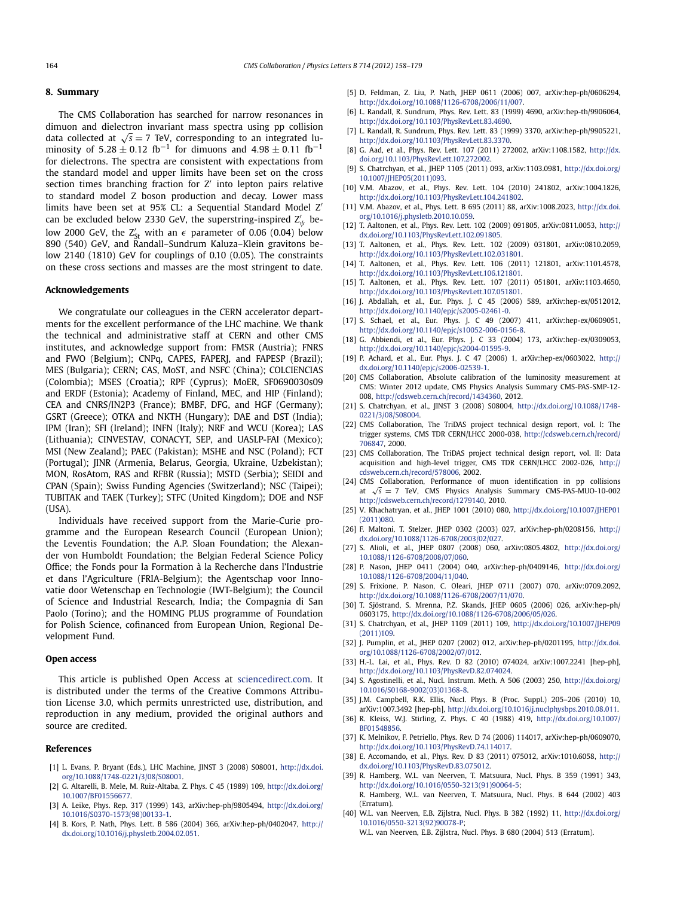## 8. Summary

The CMS Collaboration has searched for narrow resonances in dimuon and dielectron invariant mass spectra using pp collision data collected at $\sqrt{s} = 7$ TeV, corresponding to an integrated luminosity of $5.28 \pm 0.12$ fb$^{-1}$ for dimuons and $4.98 \pm 0.11$ fb$^{-1}$ for dielectrons. The spectra are consistent with expectations from the standard model and upper limits have been set on the cross section times branching fraction for Z′ into lepton pairs relative to standard model Z boson production and decay. Lower mass limits have been set at 95% CL: a Sequential Standard Model Z′ can be excluded below 2330 GeV, the superstring-inspired $Z'_\psi$ below 2000 GeV, the $Z'_{St}$ with an $\epsilon$ parameter of 0.06 (0.04) below 890 (540) GeV, and Randall–Sundrum Kaluza–Klein gravitons below 2140 (1810) GeV for couplings of 0.10 (0.05). The constraints on these cross sections and masses are the most stringent to date.

## Acknowledgements

We congratulate our colleagues in the CERN accelerator departments for the excellent performance of the LHC machine. We thank the technical and administrative staff at CERN and other CMS institutes, and acknowledge support from: FMSR (Austria); FNRS and FWO (Belgium); CNPq, CAPES, FAPERJ, and FAPESP (Brazil); MES (Bulgaria); CERN; CAS, MoST, and NSFC (China); COLCIENCIAS (Colombia); MSES (Croatia); RPF (Cyprus); MoER, SF0690030s09 and ERDF (Estonia); Academy of Finland, MEC, and HIP (Finland); CEA and CNRS/IN2P3 (France); BMBF, DFG, and HGF (Germany); GSRT (Greece); OTKA and NKTH (Hungary); DAE and DST (India); IPM (Iran); SFI (Ireland); INFN (Italy); NRF and WCU (Korea); LAS (Lithuania); CINVESTAV, CONACYT, SEP, and UASLP-FAI (Mexico); MSI (New Zealand); PAEC (Pakistan); MSHE and NSC (Poland); FCT (Portugal); JINR (Armenia, Belarus, Georgia, Ukraine, Uzbekistan); MON, RosAtom, RAS and RFBR (Russia); MSTD (Serbia); SEIDI and CPAN (Spain); Swiss Funding Agencies (Switzerland); NSC (Taipei); TUBITAK and TAEK (Turkey); STFC (United Kingdom); DOE and NSF (USA).

Individuals have received support from the Marie-Curie programme and the European Research Council (European Union); the Leventis Foundation; the A.P. Sloan Foundation; the Alexander von Humboldt Foundation; the Belgian Federal Science Policy Office; the Fonds pour la Formation à la Recherche dans l'Industrie et dans l'Agriculture (FRIA-Belgium); the Agentschap voor Innovatie door Wetenschap en Technologie (IWT-Belgium); the Council of Science and Industrial Research, India; the Compagnia di San Paolo (Torino); and the HOMING PLUS programme of Foundation for Polish Science, cofinanced from European Union, Regional Development Fund.

## Open access

This article is published Open Access at sciencedirect.com. It is distributed under the terms of the Creative Commons Attribution License 3.0, which permits unrestricted use, distribution, and reproduction in any medium, provided the original authors and source are credited.

## References

[1] L. Evans, P. Bryant (Eds.), LHC Machine, JINST 3 (2008) S08001, http://dx.doi.org/10.1088/1748-0221/3/08/S08001.

[2] G. Altarelli, B. Mele, M. Ruiz-Altaba, Z. Phys. C 45 (1989) 109, http://dx.doi.org/10.1007/BF01556677.

[3] A. Leike, Phys. Rep. 317 (1999) 143, arXiv:hep-ph/9805494, http://dx.doi.org/10.1016/S0370-1573(98)00133-1.

[4] B. Kors, P. Nath, Phys. Lett. B 586 (2004) 366, arXiv:hep-ph/0402047, http://dx.doi.org/10.1016/j.physletb.2004.02.051.

[5] D. Feldman, Z. Liu, P. Nath, JHEP 0611 (2006) 007, arXiv:hep-ph/0606294, http://dx.doi.org/10.1088/1126-6708/2006/11/007.

[6] L. Randall, R. Sundrum, Phys. Rev. Lett. 83 (1999) 4690, arXiv:hep-th/9906064, http://dx.doi.org/10.1103/PhysRevLett.83.4690.

[7] L. Randall, R. Sundrum, Phys. Rev. Lett. 83 (1999) 3370, arXiv:hep-ph/9905221, http://dx.doi.org/10.1103/PhysRevLett.83.3370.

[8] G. Aad, et al., Phys. Rev. Lett. 107 (2011) 272002, arXiv:1108.1582, http://dx.doi.org/10.1103/PhysRevLett.107.272002.

[9] S. Chatrchyan, et al., JHEP 1105 (2011) 093, arXiv:1103.0981, http://dx.doi.org/10.1007/JHEP05(2011)093.

[10] V.M. Abazov, et al., Phys. Rev. Lett. 104 (2010) 241802, arXiv:1004.1826, http://dx.doi.org/10.1103/PhysRevLett.104.241802.

[11] V.M. Abazov, et al., Phys. Lett. B 695 (2011) 88, arXiv:1008.2023, http://dx.doi.org/10.1016/j.physletb.2010.10.059.

[12] T. Aaltonen, et al., Phys. Rev. Lett. 102 (2009) 091805, arXiv:0811.0053, http://dx.doi.org/10.1103/PhysRevLett.102.091805.

[13] T. Aaltonen, et al., Phys. Rev. Lett. 102 (2009) 031801, arXiv:0810.2059, http://dx.doi.org/10.1103/PhysRevLett.102.031801.

[14] T. Aaltonen, et al., Phys. Rev. Lett. 106 (2011) 121801, arXiv:1101.4578, http://dx.doi.org/10.1103/PhysRevLett.106.121801.

[15] T. Aaltonen, et al., Phys. Rev. Lett. 107 (2011) 051801, arXiv:1103.4650, http://dx.doi.org/10.1103/PhysRevLett.107.051801.

[16] J. Abdallah, et al., Eur. Phys. J. C 45 (2006) 589, arXiv:hep-ex/0512012, http://dx.doi.org/10.1140/epjc/s2005-02461-0.

[17] S. Schael, et al., Eur. Phys. J. C 49 (2007) 411, arXiv:hep-ex/0609051, http://dx.doi.org/10.1140/epjc/s10052-006-0156-8.

[18] G. Abbiendi, et al., Eur. Phys. J. C 33 (2004) 173, arXiv:hep-ex/0309053, http://dx.doi.org/10.1140/epjc/s2004-01595-9.

[19] P. Achard, et al., Eur. Phys. J. C 47 (2006) 1, arXiv:hep-ex/0603022, http://dx.doi.org/10.1140/epjc/s2006-02539-1.

[20] CMS Collaboration, Absolute calibration of the luminosity measurement at CMS: Winter 2012 update, CMS Physics Analysis Summary CMS-PAS-SMP-12-008, http://cdsweb.cern.ch/record/1434360, 2012.

[21] S. Chatrchyan, et al., JINST 3 (2008) S08004, http://dx.doi.org/10.1088/1748-0221/3/08/S08004.

[22] CMS Collaboration, The TriDAS project technical design report, vol. I: The trigger systems, CMS TDR CERN/LHCC 2000-038, http://cdsweb.cern.ch/record/706847, 2000.

[23] CMS Collaboration, The TriDAS project technical design report, vol. II: Data acquisition and high-level trigger, CMS TDR CERN/LHCC 2002-026, http://cdsweb.cern.ch/record/578006, 2002.

[24] CMS Collaboration, Performance of muon identification in pp collisions at $\sqrt{s} = 7$ TeV, CMS Physics Analysis Summary CMS-PAS-MUO-10-002 http://cdsweb.cern.ch/record/1279140, 2010.

[25] V. Khachatryan, et al., JHEP 1001 (2010) 080, http://dx.doi.org/10.1007/JHEP01(2011)080.

[26] F. Maltoni, T. Stelzer, JHEP 0302 (2003) 027, arXiv:hep-ph/0208156, http://dx.doi.org/10.1088/1126-6708/2003/02/027.

[27] S. Alioli, et al., JHEP 0807 (2008) 060, arXiv:0805.4802, http://dx.doi.org/10.1088/1126-6708/2008/07/060.

[28] P. Nason, JHEP 0411 (2004) 040, arXiv:hep-ph/0409146, http://dx.doi.org/10.1088/1126-6708/2004/11/040.

[29] S. Frixione, P. Nason, C. Oleari, JHEP 0711 (2007) 070, arXiv:0709.2092, http://dx.doi.org/10.1088/1126-6708/2007/11/070.

[30] T. Sjöstrand, S. Mrenna, P.Z. Skands, JHEP 0605 (2006) 026, arXiv:hep-ph/0603175, http://dx.doi.org/10.1088/1126-6708/2006/05/026.

[31] S. Chatrchyan, et al., JHEP 1109 (2011) 109, http://dx.doi.org/10.1007/JHEP09(2011)109.

[32] J. Pumplin, et al., JHEP 0207 (2002) 012, arXiv:hep-ph/0201195, http://dx.doi.org/10.1088/1126-6708/2002/07/012.

[33] H.-L. Lai, et al., Phys. Rev. D 82 (2010) 074024, arXiv:1007.2241 [hep-ph], http://dx.doi.org/10.1103/PhysRevD.82.074024.

[34] S. Agostinelli, et al., Nucl. Instrum. Meth. A 506 (2003) 250, http://dx.doi.org/10.1016/S0168-9002(03)01368-8.

[35] J.M. Campbell, R.K. Ellis, Nucl. Phys. B (Proc. Suppl.) 205–206 (2010) 10, arXiv:1007.3492 [hep-ph], http://dx.doi.org/10.1016/j.nuclphysbps.2010.08.011.

[36] R. Kleiss, W.J. Stirling, Z. Phys. C 40 (1988) 419, http://dx.doi.org/10.1007/BF01548856.

[37] K. Melnikov, F. Petriello, Phys. Rev. D 74 (2006) 114017, arXiv:hep-ph/0609070, http://dx.doi.org/10.1103/PhysRevD.74.114017.

[38] E. Accomando, et al., Phys. Rev. D 83 (2011) 075012, arXiv:1010.6058, http://dx.doi.org/10.1103/PhysRevD.83.075012.

[39] R. Hamberg, W.L. van Neerven, T. Matsuura, Nucl. Phys. B 359 (1991) 343, http://dx.doi.org/10.1016/0550-3213(91)90064-5;
R. Hamberg, W.L. van Neerven, T. Matsuura, Nucl. Phys. B 644 (2002) 403 (Erratum).

[40] W.L. van Neerven, E.B. Zijlstra, Nucl. Phys. B 382 (1992) 11, http://dx.doi.org/10.1016/0550-3213(92)90078-P;
W.L. van Neerven, E.B. Zijlstra, Nucl. Phys. B 680 (2004) 513 (Erratum).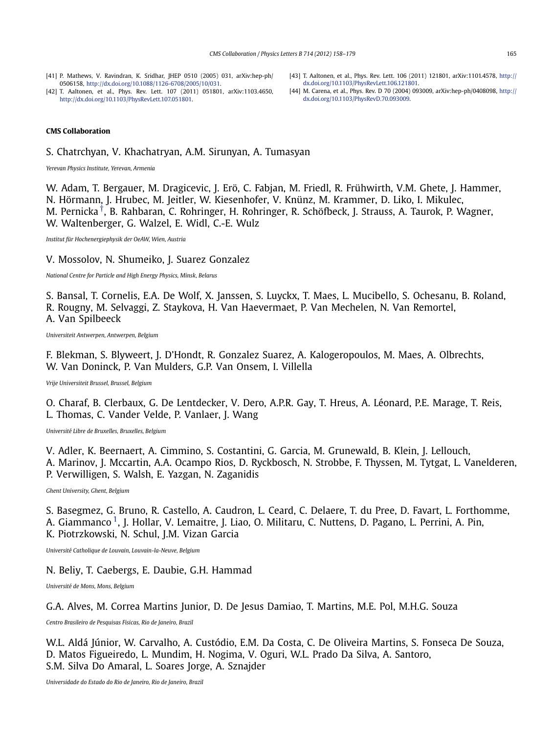[41] P. Mathews, V. Ravindran, K. Sridhar, JHEP 0510 (2005) 031, arXiv:hep-ph/0506158, http://dx.doi.org/10.1088/1126-6708/2005/10/031.

[42] T. Aaltonen, et al., Phys. Rev. Lett. 107 (2011) 051801, arXiv:1103.4650, http://dx.doi.org/10.1103/PhysRevLett.107.051801.

[43] T. Aaltonen, et al., Phys. Rev. Lett. 106 (2011) 121801, arXiv:1101.4578, http://dx.doi.org/10.1103/PhysRevLett.106.121801.

[44] M. Carena, et al., Phys. Rev. D 70 (2004) 093009, arXiv:hep-ph/0408098, http://dx.doi.org/10.1103/PhysRevD.70.093009.

**CMS Collaboration**

S. Chatrchyan, V. Khachatryan, A.M. Sirunyan, A. Tumasyan

*Yerevan Physics Institute, Yerevan, Armenia*

W. Adam, T. Bergauer, M. Dragicevic, J. Erö, C. Fabjan, M. Friedl, R. Frühwirth, V.M. Ghete, J. Hammer, N. Hörmann, J. Hrubec, M. Jeitler, W. Kiesenhofer, V. Knünz, M. Krammer, D. Liko, I. Mikulec, M. Pernicka[†], B. Rahbaran, C. Rohringer, H. Rohringer, R. Schöfbeck, J. Strauss, A. Taurok, P. Wagner, W. Waltenberger, G. Walzel, E. Widl, C.-E. Wulz

*Institut für Hochenergiephysik der OeAW, Wien, Austria*

V. Mossolov, N. Shumeiko, J. Suarez Gonzalez

*National Centre for Particle and High Energy Physics, Minsk, Belarus*

S. Bansal, T. Cornelis, E.A. De Wolf, X. Janssen, S. Luyckx, T. Maes, L. Mucibello, S. Ochesanu, B. Roland, R. Rougny, M. Selvaggi, Z. Staykova, H. Van Haevermaet, P. Van Mechelen, N. Van Remortel, A. Van Spilbeeck

*Universiteit Antwerpen, Antwerpen, Belgium*

F. Blekman, S. Blyweert, J. D'Hondt, R. Gonzalez Suarez, A. Kalogeropoulos, M. Maes, A. Olbrechts, W. Van Doninck, P. Van Mulders, G.P. Van Onsem, I. Villella

*Vrije Universiteit Brussel, Brussel, Belgium*

O. Charaf, B. Clerbaux, G. De Lentdecker, V. Dero, A.P.R. Gay, T. Hreus, A. Léonard, P.E. Marage, T. Reis, L. Thomas, C. Vander Velde, P. Vanlaer, J. Wang

*Université Libre de Bruxelles, Bruxelles, Belgium*

V. Adler, K. Beernaert, A. Cimmino, S. Costantini, G. Garcia, M. Grunewald, B. Klein, J. Lellouch, A. Marinov, J. Mccartin, A.A. Ocampo Rios, D. Ryckbosch, N. Strobbe, F. Thyssen, M. Tytgat, L. Vanelderen, P. Verwilligen, S. Walsh, E. Yazgan, N. Zaganidis

*Ghent University, Ghent, Belgium*

S. Basegmez, G. Bruno, R. Castello, A. Caudron, L. Ceard, C. Delaere, T. du Pree, D. Favart, L. Forthomme, A. Giammanco[1], J. Hollar, V. Lemaitre, J. Liao, O. Militaru, C. Nuttens, D. Pagano, L. Perrini, A. Pin, K. Piotrzkowski, N. Schul, J.M. Vizan Garcia

*Université Catholique de Louvain, Louvain-la-Neuve, Belgium*

N. Beliy, T. Caebergs, E. Daubie, G.H. Hammad

*Université de Mons, Mons, Belgium*

G.A. Alves, M. Correa Martins Junior, D. De Jesus Damiao, T. Martins, M.E. Pol, M.H.G. Souza

*Centro Brasileiro de Pesquisas Fisicas, Rio de Janeiro, Brazil*

W.L. Aldá Júnior, W. Carvalho, A. Custódio, E.M. Da Costa, C. De Oliveira Martins, S. Fonseca De Souza, D. Matos Figueiredo, L. Mundim, H. Nogima, V. Oguri, W.L. Prado Da Silva, A. Santoro, S.M. Silva Do Amaral, L. Soares Jorge, A. Sznajder

*Universidade do Estado do Rio de Janeiro, Rio de Janeiro, Brazil*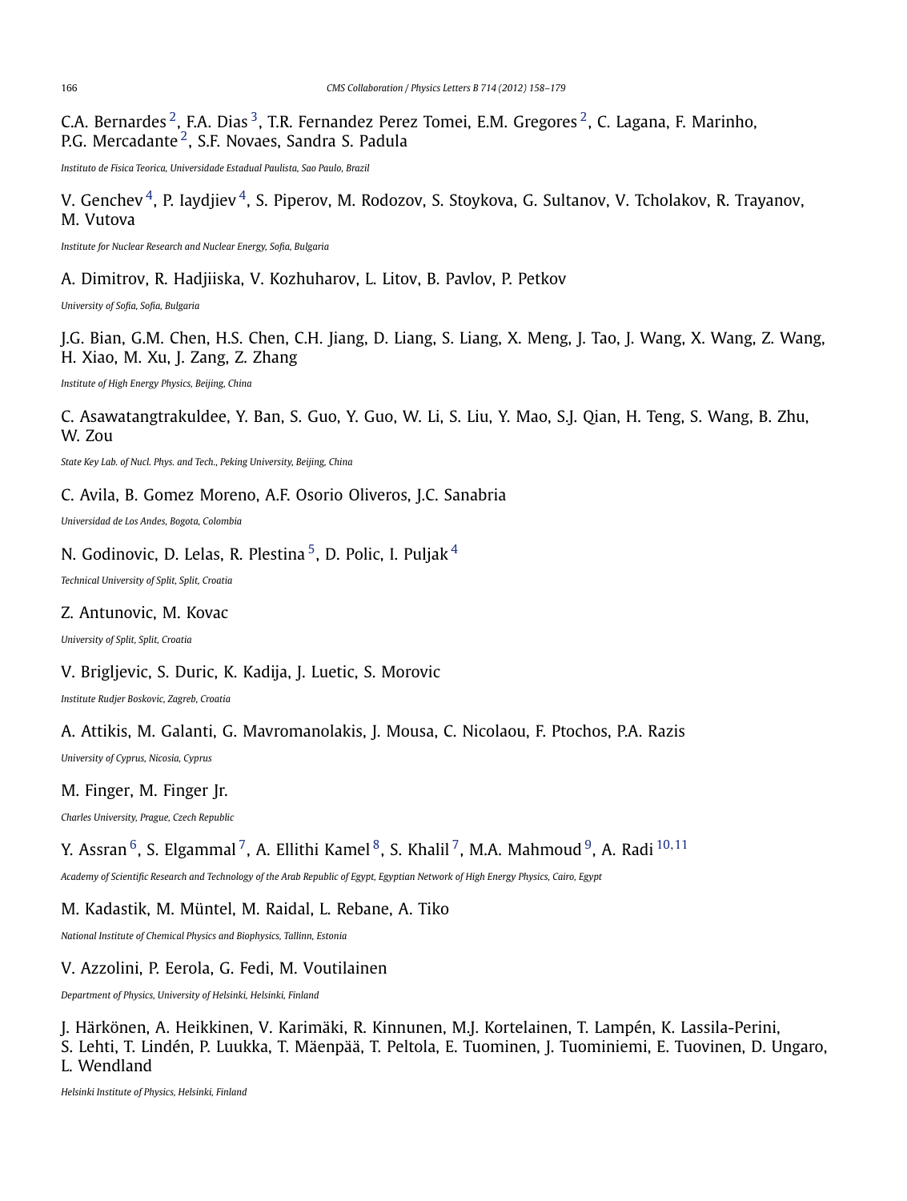C.A. Bernardes [2], F.A. Dias [3], T.R. Fernandez Perez Tomei, E.M. Gregores [2], C. Lagana, F. Marinho, P.G. Mercadante [2], S.F. Novaes, Sandra S. Padula

*Instituto de Fisica Teorica, Universidade Estadual Paulista, Sao Paulo, Brazil*

V. Genchev [4], P. Iaydjiev [4], S. Piperov, M. Rodozov, S. Stoykova, G. Sultanov, V. Tcholakov, R. Trayanov, M. Vutova

*Institute for Nuclear Research and Nuclear Energy, Sofia, Bulgaria*

A. Dimitrov, R. Hadjiiska, V. Kozhuharov, L. Litov, B. Pavlov, P. Petkov

*University of Sofia, Sofia, Bulgaria*

J.G. Bian, G.M. Chen, H.S. Chen, C.H. Jiang, D. Liang, S. Liang, X. Meng, J. Tao, J. Wang, X. Wang, Z. Wang, H. Xiao, M. Xu, J. Zang, Z. Zhang

*Institute of High Energy Physics, Beijing, China*

C. Asawatangtrakuldee, Y. Ban, S. Guo, Y. Guo, W. Li, S. Liu, Y. Mao, S.J. Qian, H. Teng, S. Wang, B. Zhu, W. Zou

*State Key Lab. of Nucl. Phys. and Tech., Peking University, Beijing, China*

C. Avila, B. Gomez Moreno, A.F. Osorio Oliveros, J.C. Sanabria

*Universidad de Los Andes, Bogota, Colombia*

N. Godinovic, D. Lelas, R. Plestina [5], D. Polic, I. Puljak [4]

*Technical University of Split, Split, Croatia*

Z. Antunovic, M. Kovac

*University of Split, Split, Croatia*

V. Brigljevic, S. Duric, K. Kadija, J. Luetic, S. Morovic

*Institute Rudjer Boskovic, Zagreb, Croatia*

A. Attikis, M. Galanti, G. Mavromanolakis, J. Mousa, C. Nicolaou, F. Ptochos, P.A. Razis

*University of Cyprus, Nicosia, Cyprus*

M. Finger, M. Finger Jr.

*Charles University, Prague, Czech Republic*

Y. Assran [6], S. Elgammal [7], A. Ellithi Kamel [8], S. Khalil [7], M.A. Mahmoud [9], A. Radi [10,11]

*Academy of Scientific Research and Technology of the Arab Republic of Egypt, Egyptian Network of High Energy Physics, Cairo, Egypt*

M. Kadastik, M. Müntel, M. Raidal, L. Rebane, A. Tiko

*National Institute of Chemical Physics and Biophysics, Tallinn, Estonia*

V. Azzolini, P. Eerola, G. Fedi, M. Voutilainen

*Department of Physics, University of Helsinki, Helsinki, Finland*

J. Härkönen, A. Heikkinen, V. Karimäki, R. Kinnunen, M.J. Kortelainen, T. Lampén, K. Lassila-Perini, S. Lehti, T. Lindén, P. Luukka, T. Mäenpää, T. Peltola, E. Tuominen, J. Tuominiemi, E. Tuovinen, D. Ungaro, L. Wendland

*Helsinki Institute of Physics, Helsinki, Finland*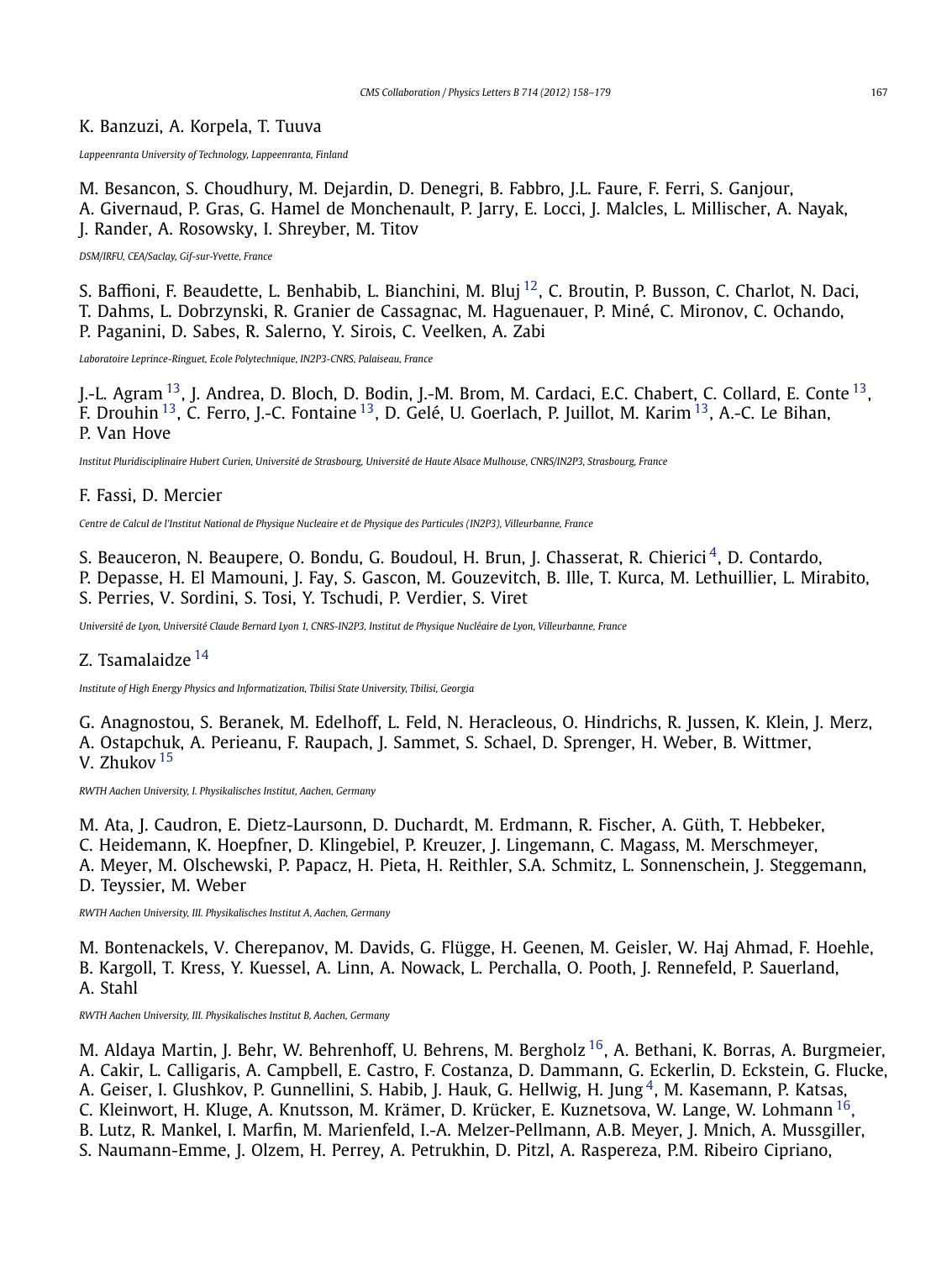K. Banzuzi, A. Korpela, T. Tuuva

*Lappeenranta University of Technology, Lappeenranta, Finland*

M. Besancon, S. Choudhury, M. Dejardin, D. Denegri, B. Fabbro, J.L. Faure, F. Ferri, S. Ganjour, A. Givernaud, P. Gras, G. Hamel de Monchenault, P. Jarry, E. Locci, J. Malcles, L. Millischer, A. Nayak, J. Rander, A. Rosowsky, I. Shreyber, M. Titov

*DSM/IRFU, CEA/Saclay, Gif-sur-Yvette, France*

S. Baffioni, F. Beaudette, L. Benhabib, L. Bianchini, M. Bluj [12], C. Broutin, P. Busson, C. Charlot, N. Daci, T. Dahms, L. Dobrzynski, R. Granier de Cassagnac, M. Haguenauer, P. Miné, C. Mironov, C. Ochando, P. Paganini, D. Sabes, R. Salerno, Y. Sirois, C. Veelken, A. Zabi

*Laboratoire Leprince-Ringuet, Ecole Polytechnique, IN2P3-CNRS, Palaiseau, France*

J.-L. Agram [13], J. Andrea, D. Bloch, D. Bodin, J.-M. Brom, M. Cardaci, E.C. Chabert, C. Collard, E. Conte [13], F. Drouhin [13], C. Ferro, J.-C. Fontaine [13], D. Gelé, U. Goerlach, P. Juillot, M. Karim [13], A.-C. Le Bihan, P. Van Hove

*Institut Pluridisciplinaire Hubert Curien, Université de Strasbourg, Université de Haute Alsace Mulhouse, CNRS/IN2P3, Strasbourg, France*

F. Fassi, D. Mercier

*Centre de Calcul de l'Institut National de Physique Nucleaire et de Physique des Particules (IN2P3), Villeurbanne, France*

S. Beauceron, N. Beaupere, O. Bondu, G. Boudoul, H. Brun, J. Chasserat, R. Chierici [4], D. Contardo, P. Depasse, H. El Mamouni, J. Fay, S. Gascon, M. Gouzevitch, B. Ille, T. Kurca, M. Lethuillier, L. Mirabito, S. Perries, V. Sordini, S. Tosi, Y. Tschudi, P. Verdier, S. Viret

*Université de Lyon, Université Claude Bernard Lyon 1, CNRS-IN2P3, Institut de Physique Nucléaire de Lyon, Villeurbanne, France*

Z. Tsamalaidze [14]

*Institute of High Energy Physics and Informatization, Tbilisi State University, Tbilisi, Georgia*

G. Anagnostou, S. Beranek, M. Edelhoff, L. Feld, N. Heracleous, O. Hindrichs, R. Jussen, K. Klein, J. Merz, A. Ostapchuk, A. Perieanu, F. Raupach, J. Sammet, S. Schael, D. Sprenger, H. Weber, B. Wittmer, V. Zhukov [15]

*RWTH Aachen University, I. Physikalisches Institut, Aachen, Germany*

M. Ata, J. Caudron, E. Dietz-Laursonn, D. Duchardt, M. Erdmann, R. Fischer, A. Güth, T. Hebbeker, C. Heidemann, K. Hoepfner, D. Klingebiel, P. Kreuzer, J. Lingemann, C. Magass, M. Merschmeyer, A. Meyer, M. Olschewski, P. Papacz, H. Pieta, H. Reithler, S.A. Schmitz, L. Sonnenschein, J. Steggemann, D. Teyssier, M. Weber

*RWTH Aachen University, III. Physikalisches Institut A, Aachen, Germany*

M. Bontenackels, V. Cherepanov, M. Davids, G. Flügge, H. Geenen, M. Geisler, W. Haj Ahmad, F. Hoehle, B. Kargoll, T. Kress, Y. Kuessel, A. Linn, A. Nowack, L. Perchalla, O. Pooth, J. Rennefeld, P. Sauerland, A. Stahl

*RWTH Aachen University, III. Physikalisches Institut B, Aachen, Germany*

M. Aldaya Martin, J. Behr, W. Behrenhoff, U. Behrens, M. Bergholz [16], A. Bethani, K. Borras, A. Burgmeier, A. Cakir, L. Calligaris, A. Campbell, E. Castro, F. Costanza, D. Dammann, G. Eckerlin, D. Eckstein, G. Flucke, A. Geiser, I. Glushkov, P. Gunnellini, S. Habib, J. Hauk, G. Hellwig, H. Jung [4], M. Kasemann, P. Katsas, C. Kleinwort, H. Kluge, A. Knutsson, M. Krämer, D. Krücker, E. Kuznetsova, W. Lange, W. Lohmann [16], B. Lutz, R. Mankel, I. Marfin, M. Marienfeld, I.-A. Melzer-Pellmann, A.B. Meyer, J. Mnich, A. Mussgiller, S. Naumann-Emme, J. Olzem, H. Perrey, A. Petrukhin, D. Pitzl, A. Raspereza, P.M. Ribeiro Cipriano,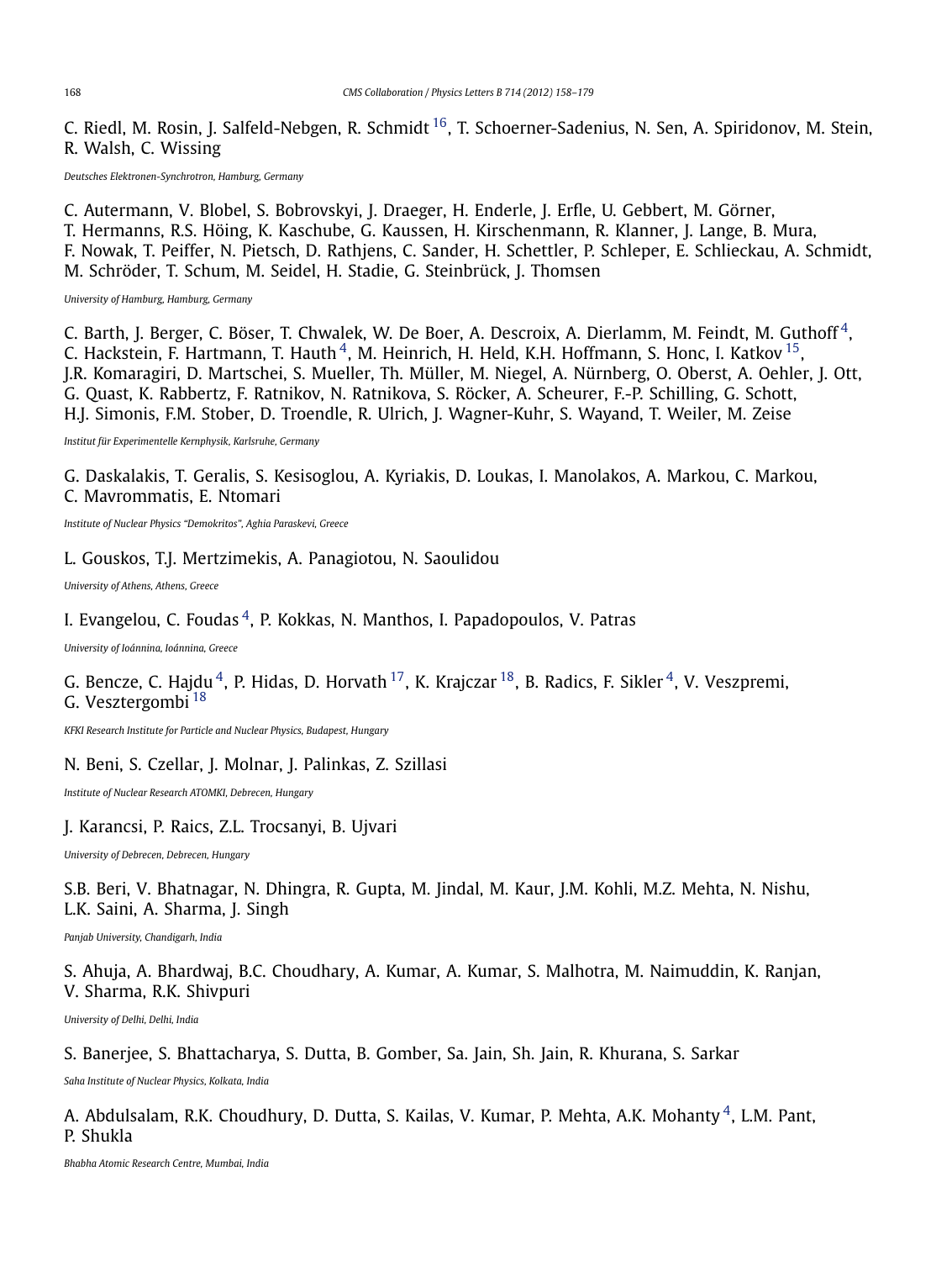C. Riedl, M. Rosin, J. Salfeld-Nebgen, R. Schmidt [16], T. Schoerner-Sadenius, N. Sen, A. Spiridonov, M. Stein, R. Walsh, C. Wissing

*Deutsches Elektronen-Synchrotron, Hamburg, Germany*

C. Autermann, V. Blobel, S. Bobrovskyi, J. Draeger, H. Enderle, J. Erfle, U. Gebbert, M. Görner, T. Hermanns, R.S. Höing, K. Kaschube, G. Kaussen, H. Kirschenmann, R. Klanner, J. Lange, B. Mura, F. Nowak, T. Peiffer, N. Pietsch, D. Rathjens, C. Sander, H. Schettler, P. Schleper, E. Schlieckau, A. Schmidt, M. Schröder, T. Schum, M. Seidel, H. Stadie, G. Steinbrück, J. Thomsen

*University of Hamburg, Hamburg, Germany*

C. Barth, J. Berger, C. Böser, T. Chwalek, W. De Boer, A. Descroix, A. Dierlamm, M. Feindt, M. Guthoff [4], C. Hackstein, F. Hartmann, T. Hauth [4], M. Heinrich, H. Held, K.H. Hoffmann, S. Honc, I. Katkov [15], J.R. Komaragiri, D. Martschei, S. Mueller, Th. Müller, M. Niegel, A. Nürnberg, O. Oberst, A. Oehler, J. Ott, G. Quast, K. Rabbertz, F. Ratnikov, N. Ratnikova, S. Röcker, A. Scheurer, F.-P. Schilling, G. Schott, H.J. Simonis, F.M. Stober, D. Troendle, R. Ulrich, J. Wagner-Kuhr, S. Wayand, T. Weiler, M. Zeise

*Institut für Experimentelle Kernphysik, Karlsruhe, Germany*

G. Daskalakis, T. Geralis, S. Kesisoglou, A. Kyriakis, D. Loukas, I. Manolakos, A. Markou, C. Markou, C. Mavrommatis, E. Ntomari

*Institute of Nuclear Physics "Demokritos", Aghia Paraskevi, Greece*

L. Gouskos, T.J. Mertzimekis, A. Panagiotou, N. Saoulidou

*University of Athens, Athens, Greece*

I. Evangelou, C. Foudas [4], P. Kokkas, N. Manthos, I. Papadopoulos, V. Patras

*University of Ioánnina, Ioánnina, Greece*

G. Bencze, C. Hajdu [4], P. Hidas, D. Horvath [17], K. Krajczar [18], B. Radics, F. Sikler [4], V. Veszpremi, G. Vesztergombi [18]

*KFKI Research Institute for Particle and Nuclear Physics, Budapest, Hungary*

N. Beni, S. Czellar, J. Molnar, J. Palinkas, Z. Szillasi

*Institute of Nuclear Research ATOMKI, Debrecen, Hungary*

J. Karancsi, P. Raics, Z.L. Trocsanyi, B. Ujvari

*University of Debrecen, Debrecen, Hungary*

S.B. Beri, V. Bhatnagar, N. Dhingra, R. Gupta, M. Jindal, M. Kaur, J.M. Kohli, M.Z. Mehta, N. Nishu, L.K. Saini, A. Sharma, J. Singh

*Panjab University, Chandigarh, India*

S. Ahuja, A. Bhardwaj, B.C. Choudhary, A. Kumar, A. Kumar, S. Malhotra, M. Naimuddin, K. Ranjan, V. Sharma, R.K. Shivpuri

*University of Delhi, Delhi, India*

S. Banerjee, S. Bhattacharya, S. Dutta, B. Gomber, Sa. Jain, Sh. Jain, R. Khurana, S. Sarkar

*Saha Institute of Nuclear Physics, Kolkata, India*

A. Abdulsalam, R.K. Choudhury, D. Dutta, S. Kailas, V. Kumar, P. Mehta, A.K. Mohanty [4], L.M. Pant, P. Shukla

*Bhabha Atomic Research Centre, Mumbai, India*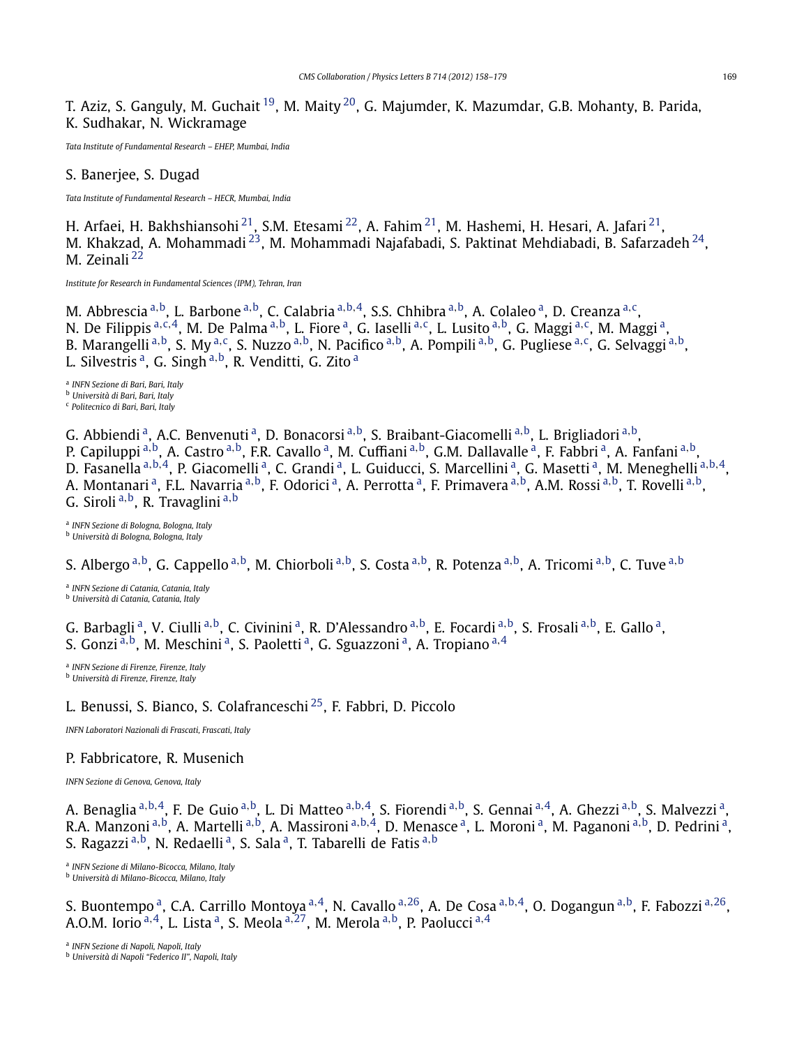T. Aziz, S. Ganguly, M. Guchait [19], M. Maity [20], G. Majumder, K. Mazumdar, G.B. Mohanty, B. Parida, K. Sudhakar, N. Wickramage

*Tata Institute of Fundamental Research – EHEP, Mumbai, India*

S. Banerjee, S. Dugad

*Tata Institute of Fundamental Research – HECR, Mumbai, India*

H. Arfaei, H. Bakhshiansohi [21], S.M. Etesami [22], A. Fahim [21], M. Hashemi, H. Hesari, A. Jafari [21], M. Khakzad, A. Mohammadi [23], M. Mohammadi Najafabadi, S. Paktinat Mehdiabadi, B. Safarzadeh [24], M. Zeinali [22]

*Institute for Research in Fundamental Sciences (IPM), Tehran, Iran*

M. Abbrescia [a,b], L. Barbone [a,b], C. Calabria [a,b,4], S.S. Chhibra [a,b], A. Colaleo [a], D. Creanza [a,c], N. De Filippis [a,c,4], M. De Palma [a,b], L. Fiore [a], G. Iaselli [a,c], L. Lusito [a,b], G. Maggi [a,c], M. Maggi [a], B. Marangelli [a,b], S. My [a,c], S. Nuzzo [a,b], N. Pacifico [a,b], A. Pompili [a,b], G. Pugliese [a,c], G. Selvaggi [a,b], L. Silvestris [a], G. Singh [a,b], R. Venditti, G. Zito [a]

[a] *INFN Sezione di Bari, Bari, Italy*
[b] *Università di Bari, Bari, Italy*
[c] *Politecnico di Bari, Bari, Italy*

G. Abbiendi [a], A.C. Benvenuti [a], D. Bonacorsi [a,b], S. Braibant-Giacomelli [a,b], L. Brigliadori [a,b], P. Capiluppi [a,b], A. Castro [a,b], F.R. Cavallo [a], M. Cuffiani [a,b], G.M. Dallavalle [a], F. Fabbri [a], A. Fanfani [a,b], D. Fasanella [a,b,4], P. Giacomelli [a], C. Grandi [a], L. Guiducci, S. Marcellini [a], G. Masetti [a], M. Meneghelli [a,b,4], A. Montanari [a], F.L. Navarria [a,b], F. Odorici [a], A. Perrotta [a], F. Primavera [a,b], A.M. Rossi [a,b], T. Rovelli [a,b], G. Siroli [a,b], R. Travaglini [a,b]

[a] *INFN Sezione di Bologna, Bologna, Italy*
[b] *Università di Bologna, Bologna, Italy*

S. Albergo [a,b], G. Cappello [a,b], M. Chiorboli [a,b], S. Costa [a,b], R. Potenza [a,b], A. Tricomi [a,b], C. Tuve [a,b]

[a] *INFN Sezione di Catania, Catania, Italy*
[b] *Università di Catania, Catania, Italy*

G. Barbagli [a], V. Ciulli [a,b], C. Civinini [a], R. D'Alessandro [a,b], E. Focardi [a,b], S. Frosali [a,b], E. Gallo [a], S. Gonzi [a,b], M. Meschini [a], S. Paoletti [a], G. Sguazzoni [a], A. Tropiano [a,4]

[a] *INFN Sezione di Firenze, Firenze, Italy*
[b] *Università di Firenze, Firenze, Italy*

L. Benussi, S. Bianco, S. Colafranceschi [25], F. Fabbri, D. Piccolo

*INFN Laboratori Nazionali di Frascati, Frascati, Italy*

P. Fabbricatore, R. Musenich

*INFN Sezione di Genova, Genova, Italy*

A. Benaglia [a,b,4], F. De Guio [a,b], L. Di Matteo [a,b,4], S. Fiorendi [a,b], S. Gennai [a,4], A. Ghezzi [a,b], S. Malvezzi [a], R.A. Manzoni [a,b], A. Martelli [a,b], A. Massironi [a,b,4], D. Menasce [a], L. Moroni [a], M. Paganoni [a,b], D. Pedrini [a], S. Ragazzi [a,b], N. Redaelli [a], S. Sala [a], T. Tabarelli de Fatis [a,b]

[a] *INFN Sezione di Milano-Bicocca, Milano, Italy*
[b] *Università di Milano-Bicocca, Milano, Italy*

S. Buontempo [a], C.A. Carrillo Montoya [a,4], N. Cavallo [a,26], A. De Cosa [a,b,4], O. Dogangun [a,b], F. Fabozzi [a,26], A.O.M. Iorio [a,4], L. Lista [a], S. Meola [a,27], M. Merola [a,b], P. Paolucci [a,4]

[a] *INFN Sezione di Napoli, Napoli, Italy*
[b] *Università di Napoli "Federico II", Napoli, Italy*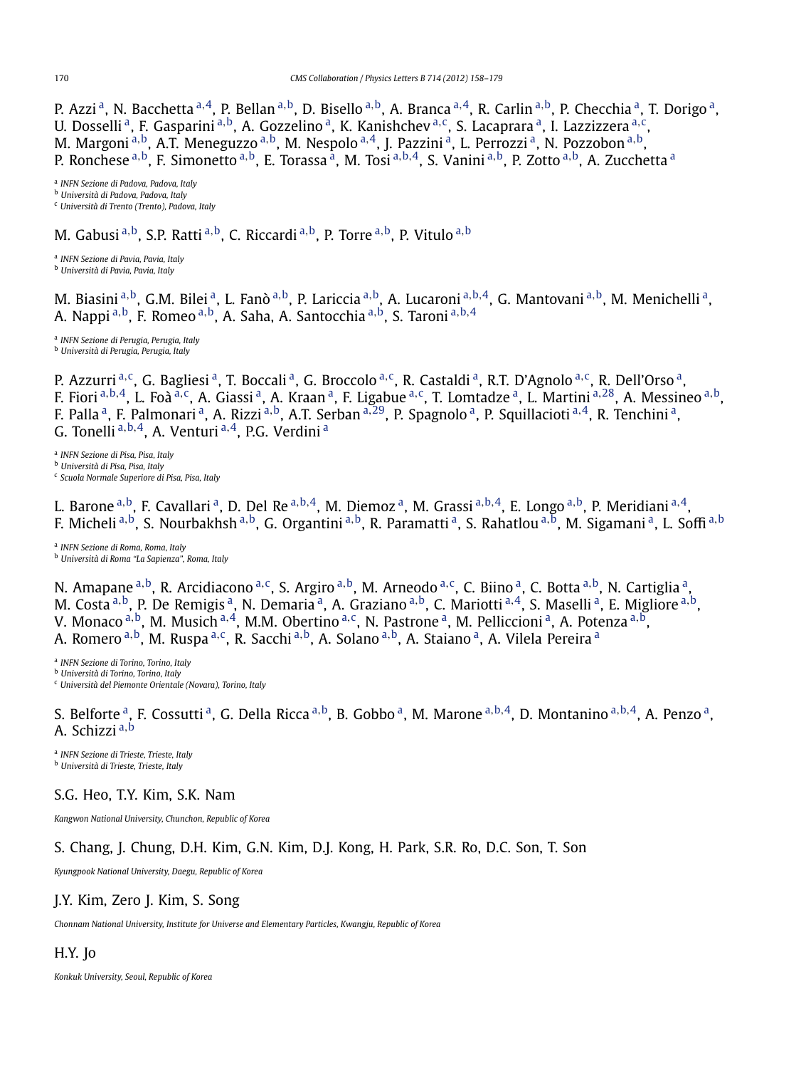P. Azzi [a], N. Bacchetta [a,4], P. Bellan [a,b], D. Bisello [a,b], A. Branca [a,4], R. Carlin [a,b], P. Checchia [a], T. Dorigo [a], U. Dosselli [a], F. Gasparini [a,b], A. Gozzelino [a], K. Kanishchev [a,c], S. Lacaprara [a], I. Lazzizzera [a,c], M. Margoni [a,b], A.T. Meneguzzo [a,b], M. Nespolo [a,4], J. Pazzini [a], L. Perrozzi [a], N. Pozzobon [a,b], P. Ronchese [a,b], F. Simonetto [a,b], E. Torassa [a], M. Tosi [a,b,4], S. Vanini [a,b], P. Zotto [a,b], A. Zucchetta [a]

[a] *INFN Sezione di Padova, Padova, Italy*
[b] *Università di Padova, Padova, Italy*
[c] *Università di Trento (Trento), Padova, Italy*

M. Gabusi [a,b], S.P. Ratti [a,b], C. Riccardi [a,b], P. Torre [a,b], P. Vitulo [a,b]

[a] *INFN Sezione di Pavia, Pavia, Italy*
[b] *Università di Pavia, Pavia, Italy*

M. Biasini [a,b], G.M. Bilei [a], L. Fanò [a,b], P. Lariccia [a,b], A. Lucaroni [a,b,4], G. Mantovani [a,b], M. Menichelli [a], A. Nappi [a,b], F. Romeo [a,b], A. Saha, A. Santocchia [a,b], S. Taroni [a,b,4]

[a] *INFN Sezione di Perugia, Perugia, Italy*
[b] *Università di Perugia, Perugia, Italy*

P. Azzurri [a,c], G. Bagliesi [a], T. Boccali [a], G. Broccolo [a,c], R. Castaldi [a], R.T. D'Agnolo [a,c], R. Dell'Orso [a], F. Fiori [a,b,4], L. Foà [a,c], A. Giassi [a], A. Kraan [a], F. Ligabue [a,c], T. Lomtadze [a], L. Martini [a,28], A. Messineo [a,b], F. Palla [a], F. Palmonari [a], A. Rizzi [a,b], A.T. Serban [a,29], P. Spagnolo [a], P. Squillacioti [a,4], R. Tenchini [a], G. Tonelli [a,b,4], A. Venturi [a,4], P.G. Verdini [a]

[a] *INFN Sezione di Pisa, Pisa, Italy*
[b] *Università di Pisa, Pisa, Italy*
[c] *Scuola Normale Superiore di Pisa, Pisa, Italy*

L. Barone [a,b], F. Cavallari [a], D. Del Re [a,b,4], M. Diemoz [a], M. Grassi [a,b,4], E. Longo [a,b], P. Meridiani [a,4], F. Micheli [a,b], S. Nourbakhsh [a,b], G. Organtini [a,b], R. Paramatti [a], S. Rahatlou [a,b], M. Sigamani [a], L. Soffi [a,b]

[a] *INFN Sezione di Roma, Roma, Italy*
[b] *Università di Roma "La Sapienza", Roma, Italy*

N. Amapane [a,b], R. Arcidiacono [a,c], S. Argiro [a,b], M. Arneodo [a,c], C. Biino [a], C. Botta [a,b], N. Cartiglia [a], M. Costa [a,b], P. De Remigis [a], N. Demaria [a], A. Graziano [a,b], C. Mariotti [a,4], S. Maselli [a], E. Migliore [a,b], V. Monaco [a,b], M. Musich [a,4], M.M. Obertino [a,c], N. Pastrone [a], M. Pelliccioni [a], A. Potenza [a,b], A. Romero [a,b], M. Ruspa [a,c], R. Sacchi [a,b], A. Solano [a,b], A. Staiano [a], A. Vilela Pereira [a]

[a] *INFN Sezione di Torino, Torino, Italy*
[b] *Università di Torino, Torino, Italy*
[c] *Università del Piemonte Orientale (Novara), Torino, Italy*

S. Belforte [a], F. Cossutti [a], G. Della Ricca [a,b], B. Gobbo [a], M. Marone [a,b,4], D. Montanino [a,b,4], A. Penzo [a], A. Schizzi [a,b]

[a] *INFN Sezione di Trieste, Trieste, Italy*
[b] *Università di Trieste, Trieste, Italy*

S.G. Heo, T.Y. Kim, S.K. Nam

*Kangwon National University, Chunchon, Republic of Korea*

S. Chang, J. Chung, D.H. Kim, G.N. Kim, D.J. Kong, H. Park, S.R. Ro, D.C. Son, T. Son

*Kyungpook National University, Daegu, Republic of Korea*

J.Y. Kim, Zero J. Kim, S. Song

*Chonnam National University, Institute for Universe and Elementary Particles, Kwangju, Republic of Korea*

H.Y. Jo

*Konkuk University, Seoul, Republic of Korea*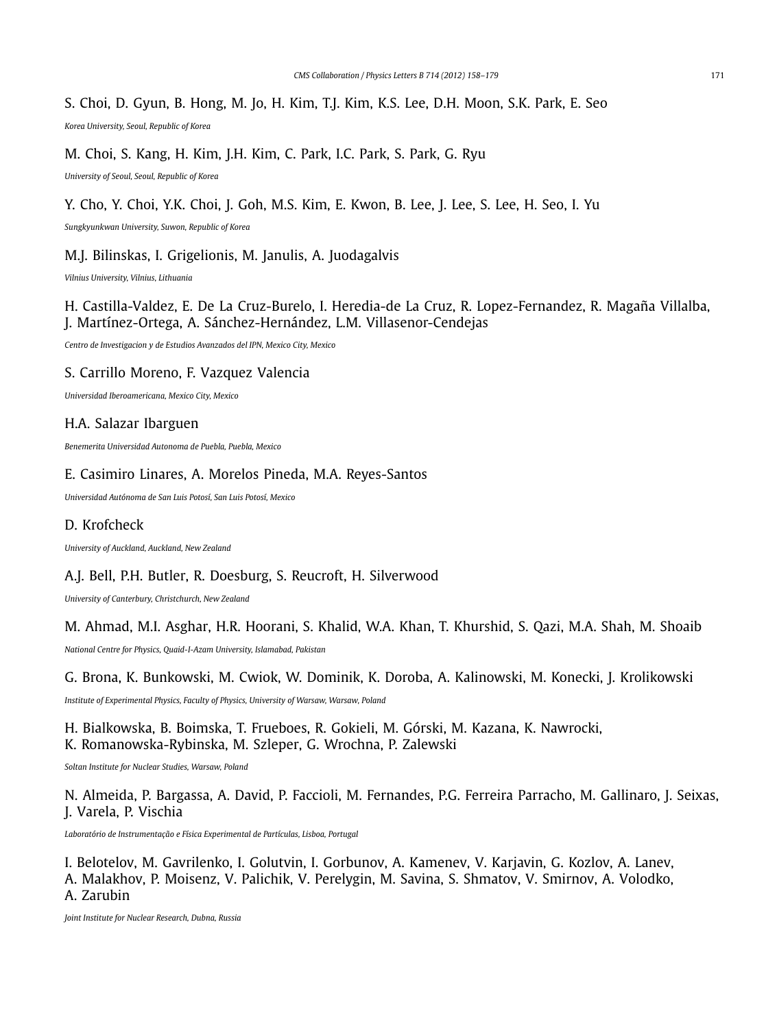S. Choi, D. Gyun, B. Hong, M. Jo, H. Kim, T.J. Kim, K.S. Lee, D.H. Moon, S.K. Park, E. Seo

*Korea University, Seoul, Republic of Korea*

M. Choi, S. Kang, H. Kim, J.H. Kim, C. Park, I.C. Park, S. Park, G. Ryu

*University of Seoul, Seoul, Republic of Korea*

Y. Cho, Y. Choi, Y.K. Choi, J. Goh, M.S. Kim, E. Kwon, B. Lee, J. Lee, S. Lee, H. Seo, I. Yu

*Sungkyunkwan University, Suwon, Republic of Korea*

M.J. Bilinskas, I. Grigelionis, M. Janulis, A. Juodagalvis

*Vilnius University, Vilnius, Lithuania*

H. Castilla-Valdez, E. De La Cruz-Burelo, I. Heredia-de La Cruz, R. Lopez-Fernandez, R. Magaña Villalba, J. Martínez-Ortega, A. Sánchez-Hernández, L.M. Villasenor-Cendejas

*Centro de Investigacion y de Estudios Avanzados del IPN, Mexico City, Mexico*

S. Carrillo Moreno, F. Vazquez Valencia

*Universidad Iberoamericana, Mexico City, Mexico*

H.A. Salazar Ibarguen

*Benemerita Universidad Autonoma de Puebla, Puebla, Mexico*

E. Casimiro Linares, A. Morelos Pineda, M.A. Reyes-Santos

*Universidad Autónoma de San Luis Potosí, San Luis Potosí, Mexico*

D. Krofcheck

*University of Auckland, Auckland, New Zealand*

A.J. Bell, P.H. Butler, R. Doesburg, S. Reucroft, H. Silverwood

*University of Canterbury, Christchurch, New Zealand*

M. Ahmad, M.I. Asghar, H.R. Hoorani, S. Khalid, W.A. Khan, T. Khurshid, S. Qazi, M.A. Shah, M. Shoaib

*National Centre for Physics, Quaid-I-Azam University, Islamabad, Pakistan*

G. Brona, K. Bunkowski, M. Cwiok, W. Dominik, K. Doroba, A. Kalinowski, M. Konecki, J. Krolikowski

*Institute of Experimental Physics, Faculty of Physics, University of Warsaw, Warsaw, Poland*

H. Bialkowska, B. Boimska, T. Frueboes, R. Gokieli, M. Górski, M. Kazana, K. Nawrocki, K. Romanowska-Rybinska, M. Szleper, G. Wrochna, P. Zalewski

*Soltan Institute for Nuclear Studies, Warsaw, Poland*

N. Almeida, P. Bargassa, A. David, P. Faccioli, M. Fernandes, P.G. Ferreira Parracho, M. Gallinaro, J. Seixas, J. Varela, P. Vischia

*Laboratório de Instrumentação e Física Experimental de Partículas, Lisboa, Portugal*

I. Belotelov, M. Gavrilenko, I. Golutvin, I. Gorbunov, A. Kamenev, V. Karjavin, G. Kozlov, A. Lanev, A. Malakhov, P. Moisenz, V. Palichik, V. Perelygin, M. Savina, S. Shmatov, V. Smirnov, A. Volodko, A. Zarubin

*Joint Institute for Nuclear Research, Dubna, Russia*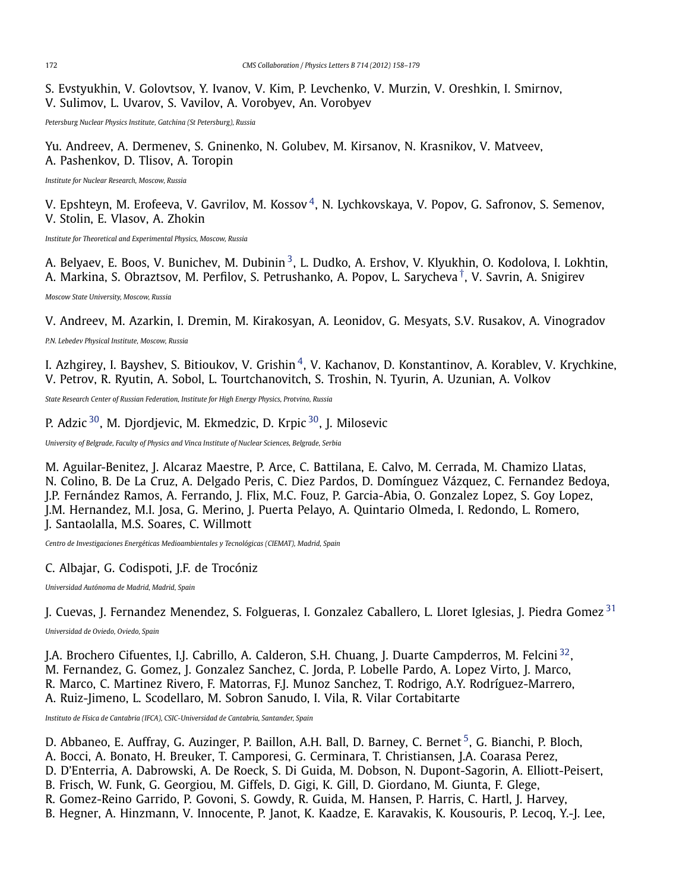S. Evstyukhin, V. Golovtsov, Y. Ivanov, V. Kim, P. Levchenko, V. Murzin, V. Oreshkin, I. Smirnov, V. Sulimov, L. Uvarov, S. Vavilov, A. Vorobyev, An. Vorobyev

*Petersburg Nuclear Physics Institute, Gatchina (St Petersburg), Russia*

Yu. Andreev, A. Dermenev, S. Gninenko, N. Golubev, M. Kirsanov, N. Krasnikov, V. Matveev, A. Pashenkov, D. Tlisov, A. Toropin

*Institute for Nuclear Research, Moscow, Russia*

V. Epshteyn, M. Erofeeva, V. Gavrilov, M. Kossov [4], N. Lychkovskaya, V. Popov, G. Safronov, S. Semenov, V. Stolin, E. Vlasov, A. Zhokin

*Institute for Theoretical and Experimental Physics, Moscow, Russia*

A. Belyaev, E. Boos, V. Bunichev, M. Dubinin [3], L. Dudko, A. Ershov, V. Klyukhin, O. Kodolova, I. Lokhtin, A. Markina, S. Obraztsov, M. Perfilov, S. Petrushanko, A. Popov, L. Sarycheva [†], V. Savrin, A. Snigirev

*Moscow State University, Moscow, Russia*

V. Andreev, M. Azarkin, I. Dremin, M. Kirakosyan, A. Leonidov, G. Mesyats, S.V. Rusakov, A. Vinogradov

*P.N. Lebedev Physical Institute, Moscow, Russia*

I. Azhgirey, I. Bayshev, S. Bitioukov, V. Grishin [4], V. Kachanov, D. Konstantinov, A. Korablev, V. Krychkine, V. Petrov, R. Ryutin, A. Sobol, L. Tourtchanovitch, S. Troshin, N. Tyurin, A. Uzunian, A. Volkov

*State Research Center of Russian Federation, Institute for High Energy Physics, Protvino, Russia*

P. Adzic [30], M. Djordjevic, M. Ekmedzic, D. Krpic [30], J. Milosevic

*University of Belgrade, Faculty of Physics and Vinca Institute of Nuclear Sciences, Belgrade, Serbia*

M. Aguilar-Benitez, J. Alcaraz Maestre, P. Arce, C. Battilana, E. Calvo, M. Cerrada, M. Chamizo Llatas, N. Colino, B. De La Cruz, A. Delgado Peris, C. Diez Pardos, D. Domínguez Vázquez, C. Fernandez Bedoya, J.P. Fernández Ramos, A. Ferrando, J. Flix, M.C. Fouz, P. Garcia-Abia, O. Gonzalez Lopez, S. Goy Lopez, J.M. Hernandez, M.I. Josa, G. Merino, J. Puerta Pelayo, A. Quintario Olmeda, I. Redondo, L. Romero, J. Santaolalla, M.S. Soares, C. Willmott

*Centro de Investigaciones Energéticas Medioambientales y Tecnológicas (CIEMAT), Madrid, Spain*

C. Albajar, G. Codispoti, J.F. de Trocóniz

*Universidad Autónoma de Madrid, Madrid, Spain*

J. Cuevas, J. Fernandez Menendez, S. Folgueras, I. Gonzalez Caballero, L. Lloret Iglesias, J. Piedra Gomez [31]

*Universidad de Oviedo, Oviedo, Spain*

J.A. Brochero Cifuentes, I.J. Cabrillo, A. Calderon, S.H. Chuang, J. Duarte Campderros, M. Felcini [32], M. Fernandez, G. Gomez, J. Gonzalez Sanchez, C. Jorda, P. Lobelle Pardo, A. Lopez Virto, J. Marco, R. Marco, C. Martinez Rivero, F. Matorras, F.J. Munoz Sanchez, T. Rodrigo, A.Y. Rodríguez-Marrero, A. Ruiz-Jimeno, L. Scodellaro, M. Sobron Sanudo, I. Vila, R. Vilar Cortabitarte

*Instituto de Física de Cantabria (IFCA), CSIC-Universidad de Cantabria, Santander, Spain*

D. Abbaneo, E. Auffray, G. Auzinger, P. Baillon, A.H. Ball, D. Barney, C. Bernet [5], G. Bianchi, P. Bloch, A. Bocci, A. Bonato, H. Breuker, T. Camporesi, G. Cerminara, T. Christiansen, J.A. Coarasa Perez, D. D'Enterria, A. Dabrowski, A. De Roeck, S. Di Guida, M. Dobson, N. Dupont-Sagorin, A. Elliott-Peisert, B. Frisch, W. Funk, G. Georgiou, M. Giffels, D. Gigi, K. Gill, D. Giordano, M. Giunta, F. Glege, R. Gomez-Reino Garrido, P. Govoni, S. Gowdy, R. Guida, M. Hansen, P. Harris, C. Hartl, J. Harvey, B. Hegner, A. Hinzmann, V. Innocente, P. Janot, K. Kaadze, E. Karavakis, K. Kousouris, P. Lecoq, Y.-J. Lee,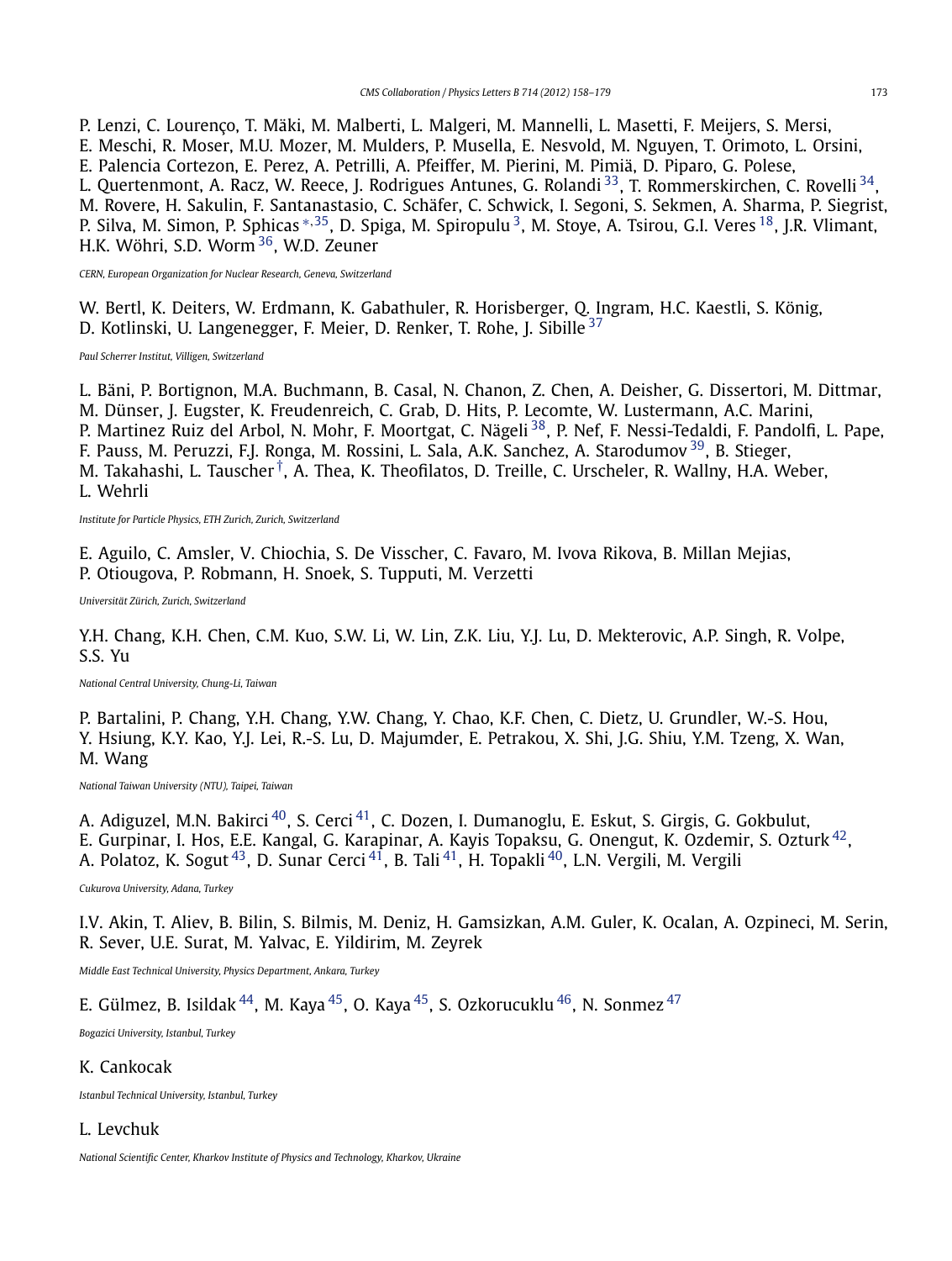P. Lenzi, C. Lourenço, T. Mäki, M. Malberti, L. Malgeri, M. Mannelli, L. Masetti, F. Meijers, S. Mersi, E. Meschi, R. Moser, M.U. Mozer, M. Mulders, P. Musella, E. Nesvold, M. Nguyen, T. Orimoto, L. Orsini, E. Palencia Cortezon, E. Perez, A. Petrilli, A. Pfeiffer, M. Pierini, M. Pimiä, D. Piparo, G. Polese, L. Quertenmont, A. Racz, W. Reece, J. Rodrigues Antunes, G. Rolandi [33], T. Rommerskirchen, C. Rovelli [34], M. Rovere, H. Sakulin, F. Santanastasio, C. Schäfer, C. Schwick, I. Segoni, S. Sekmen, A. Sharma, P. Siegrist, P. Silva, M. Simon, P. Sphicas [*,35], D. Spiga, M. Spiropulu [3], M. Stoye, A. Tsirou, G.I. Veres [18], J.R. Vlimant, H.K. Wöhri, S.D. Worm [36], W.D. Zeuner

*CERN, European Organization for Nuclear Research, Geneva, Switzerland*

W. Bertl, K. Deiters, W. Erdmann, K. Gabathuler, R. Horisberger, Q. Ingram, H.C. Kaestli, S. König, D. Kotlinski, U. Langenegger, F. Meier, D. Renker, T. Rohe, J. Sibille [37]

*Paul Scherrer Institut, Villigen, Switzerland*

L. Bäni, P. Bortignon, M.A. Buchmann, B. Casal, N. Chanon, Z. Chen, A. Deisher, G. Dissertori, M. Dittmar, M. Dünser, J. Eugster, K. Freudenreich, C. Grab, D. Hits, P. Lecomte, W. Lustermann, A.C. Marini, P. Martinez Ruiz del Arbol, N. Mohr, F. Moortgat, C. Nägeli [38], P. Nef, F. Nessi-Tedaldi, F. Pandolfi, L. Pape, F. Pauss, M. Peruzzi, F.J. Ronga, M. Rossini, L. Sala, A.K. Sanchez, A. Starodumov [39], B. Stieger, M. Takahashi, L. Tauscher [†], A. Thea, K. Theofilatos, D. Treille, C. Urscheler, R. Wallny, H.A. Weber, L. Wehrli

*Institute for Particle Physics, ETH Zurich, Zurich, Switzerland*

E. Aguilo, C. Amsler, V. Chiochia, S. De Visscher, C. Favaro, M. Ivova Rikova, B. Millan Mejias, P. Otiougova, P. Robmann, H. Snoek, S. Tupputi, M. Verzetti

*Universität Zürich, Zurich, Switzerland*

Y.H. Chang, K.H. Chen, C.M. Kuo, S.W. Li, W. Lin, Z.K. Liu, Y.J. Lu, D. Mekterovic, A.P. Singh, R. Volpe, S.S. Yu

*National Central University, Chung-Li, Taiwan*

P. Bartalini, P. Chang, Y.H. Chang, Y.W. Chang, Y. Chao, K.F. Chen, C. Dietz, U. Grundler, W.-S. Hou, Y. Hsiung, K.Y. Kao, Y.J. Lei, R.-S. Lu, D. Majumder, E. Petrakou, X. Shi, J.G. Shiu, Y.M. Tzeng, X. Wan, M. Wang

*National Taiwan University (NTU), Taipei, Taiwan*

A. Adiguzel, M.N. Bakirci [40], S. Cerci [41], C. Dozen, I. Dumanoglu, E. Eskut, S. Girgis, G. Gokbulut, E. Gurpinar, I. Hos, E.E. Kangal, G. Karapinar, A. Kayis Topaksu, G. Onengut, K. Ozdemir, S. Ozturk [42], A. Polatoz, K. Sogut [43], D. Sunar Cerci [41], B. Tali [41], H. Topakli [40], L.N. Vergili, M. Vergili

*Cukurova University, Adana, Turkey*

I.V. Akin, T. Aliev, B. Bilin, S. Bilmis, M. Deniz, H. Gamsizkan, A.M. Guler, K. Ocalan, A. Ozpineci, M. Serin, R. Sever, U.E. Surat, M. Yalvac, E. Yildirim, M. Zeyrek

*Middle East Technical University, Physics Department, Ankara, Turkey*

E. Gülmez, B. Isildak [44], M. Kaya [45], O. Kaya [45], S. Ozkorucuklu [46], N. Sonmez [47]

*Bogazici University, Istanbul, Turkey*

K. Cankocak

*Istanbul Technical University, Istanbul, Turkey*

L. Levchuk

*National Scientific Center, Kharkov Institute of Physics and Technology, Kharkov, Ukraine*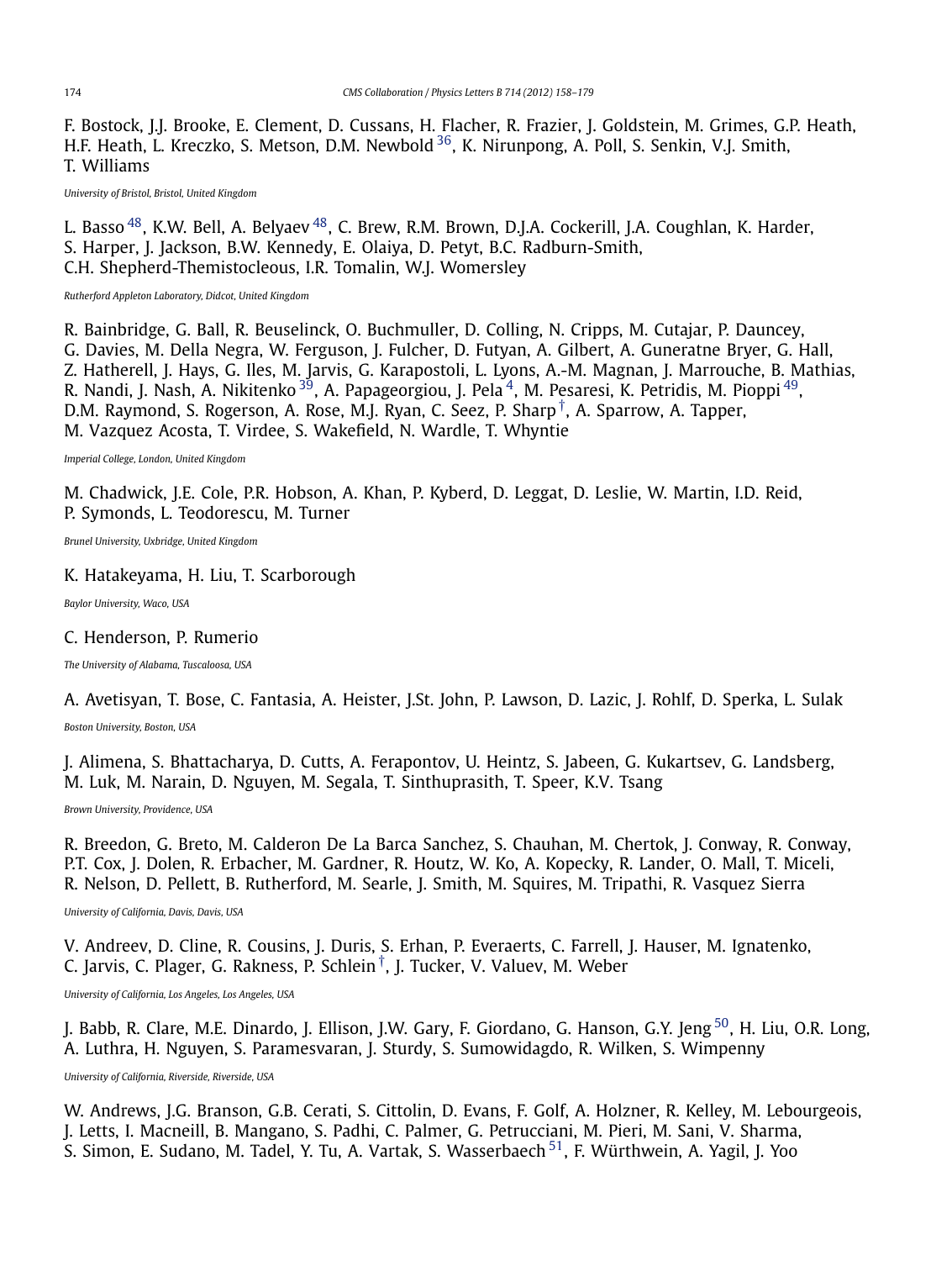F. Bostock, J.J. Brooke, E. Clement, D. Cussans, H. Flacher, R. Frazier, J. Goldstein, M. Grimes, G.P. Heath, H.F. Heath, L. Kreczko, S. Metson, D.M. Newbold [36], K. Nirunpong, A. Poll, S. Senkin, V.J. Smith, T. Williams

*University of Bristol, Bristol, United Kingdom*

L. Basso [48], K.W. Bell, A. Belyaev [48], C. Brew, R.M. Brown, D.J.A. Cockerill, J.A. Coughlan, K. Harder, S. Harper, J. Jackson, B.W. Kennedy, E. Olaiya, D. Petyt, B.C. Radburn-Smith, C.H. Shepherd-Themistocleous, I.R. Tomalin, W.J. Womersley

*Rutherford Appleton Laboratory, Didcot, United Kingdom*

R. Bainbridge, G. Ball, R. Beuselinck, O. Buchmuller, D. Colling, N. Cripps, M. Cutajar, P. Dauncey, G. Davies, M. Della Negra, W. Ferguson, J. Fulcher, D. Futyan, A. Gilbert, A. Guneratne Bryer, G. Hall, Z. Hatherell, J. Hays, G. Iles, M. Jarvis, G. Karapostoli, L. Lyons, A.-M. Magnan, J. Marrouche, B. Mathias, R. Nandi, J. Nash, A. Nikitenko [39], A. Papageorgiou, J. Pela [4], M. Pesaresi, K. Petridis, M. Pioppi [49], D.M. Raymond, S. Rogerson, A. Rose, M.J. Ryan, C. Seez, P. Sharp [†], A. Sparrow, A. Tapper, M. Vazquez Acosta, T. Virdee, S. Wakefield, N. Wardle, T. Whyntie

*Imperial College, London, United Kingdom*

M. Chadwick, J.E. Cole, P.R. Hobson, A. Khan, P. Kyberd, D. Leggat, D. Leslie, W. Martin, I.D. Reid, P. Symonds, L. Teodorescu, M. Turner

*Brunel University, Uxbridge, United Kingdom*

K. Hatakeyama, H. Liu, T. Scarborough

*Baylor University, Waco, USA*

C. Henderson, P. Rumerio

*The University of Alabama, Tuscaloosa, USA*

A. Avetisyan, T. Bose, C. Fantasia, A. Heister, J.St. John, P. Lawson, D. Lazic, J. Rohlf, D. Sperka, L. Sulak

*Boston University, Boston, USA*

J. Alimena, S. Bhattacharya, D. Cutts, A. Ferapontov, U. Heintz, S. Jabeen, G. Kukartsev, G. Landsberg, M. Luk, M. Narain, D. Nguyen, M. Segala, T. Sinthuprasith, T. Speer, K.V. Tsang

*Brown University, Providence, USA*

R. Breedon, G. Breto, M. Calderon De La Barca Sanchez, S. Chauhan, M. Chertok, J. Conway, R. Conway, P.T. Cox, J. Dolen, R. Erbacher, M. Gardner, R. Houtz, W. Ko, A. Kopecky, R. Lander, O. Mall, T. Miceli, R. Nelson, D. Pellett, B. Rutherford, M. Searle, J. Smith, M. Squires, M. Tripathi, R. Vasquez Sierra

*University of California, Davis, Davis, USA*

V. Andreev, D. Cline, R. Cousins, J. Duris, S. Erhan, P. Everaerts, C. Farrell, J. Hauser, M. Ignatenko, C. Jarvis, C. Plager, G. Rakness, P. Schlein [†], J. Tucker, V. Valuev, M. Weber

*University of California, Los Angeles, Los Angeles, USA*

J. Babb, R. Clare, M.E. Dinardo, J. Ellison, J.W. Gary, F. Giordano, G. Hanson, G.Y. Jeng [50], H. Liu, O.R. Long, A. Luthra, H. Nguyen, S. Paramesvaran, J. Sturdy, S. Sumowidagdo, R. Wilken, S. Wimpenny

*University of California, Riverside, Riverside, USA*

W. Andrews, J.G. Branson, G.B. Cerati, S. Cittolin, D. Evans, F. Golf, A. Holzner, R. Kelley, M. Lebourgeois, J. Letts, I. Macneill, B. Mangano, S. Padhi, C. Palmer, G. Petrucciani, M. Pieri, M. Sani, V. Sharma, S. Simon, E. Sudano, M. Tadel, Y. Tu, A. Vartak, S. Wasserbaech [51], F. Würthwein, A. Yagil, J. Yoo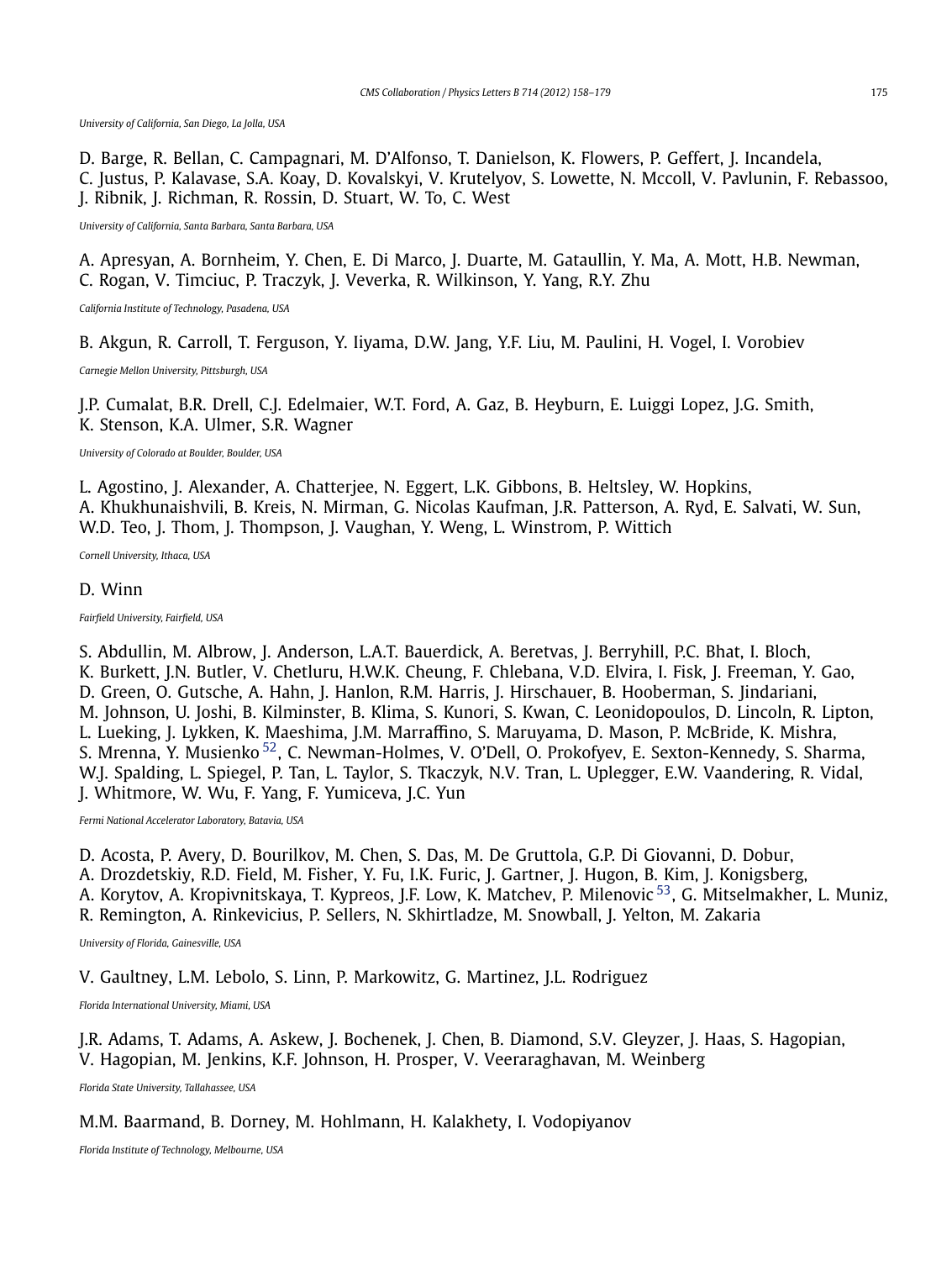*University of California, San Diego, La Jolla, USA*

D. Barge, R. Bellan, C. Campagnari, M. D'Alfonso, T. Danielson, K. Flowers, P. Geffert, J. Incandela, C. Justus, P. Kalavase, S.A. Koay, D. Kovalskyi, V. Krutelyov, S. Lowette, N. Mccoll, V. Pavlunin, F. Rebassoo, J. Ribnik, J. Richman, R. Rossin, D. Stuart, W. To, C. West

*University of California, Santa Barbara, Santa Barbara, USA*

A. Apresyan, A. Bornheim, Y. Chen, E. Di Marco, J. Duarte, M. Gataullin, Y. Ma, A. Mott, H.B. Newman, C. Rogan, V. Timciuc, P. Traczyk, J. Veverka, R. Wilkinson, Y. Yang, R.Y. Zhu

*California Institute of Technology, Pasadena, USA*

B. Akgun, R. Carroll, T. Ferguson, Y. Iiyama, D.W. Jang, Y.F. Liu, M. Paulini, H. Vogel, I. Vorobiev

*Carnegie Mellon University, Pittsburgh, USA*

J.P. Cumalat, B.R. Drell, C.J. Edelmaier, W.T. Ford, A. Gaz, B. Heyburn, E. Luiggi Lopez, J.G. Smith, K. Stenson, K.A. Ulmer, S.R. Wagner

*University of Colorado at Boulder, Boulder, USA*

L. Agostino, J. Alexander, A. Chatterjee, N. Eggert, L.K. Gibbons, B. Heltsley, W. Hopkins, A. Khukhunaishvili, B. Kreis, N. Mirman, G. Nicolas Kaufman, J.R. Patterson, A. Ryd, E. Salvati, W. Sun, W.D. Teo, J. Thom, J. Thompson, J. Vaughan, Y. Weng, L. Winstrom, P. Wittich

*Cornell University, Ithaca, USA*

D. Winn

*Fairfield University, Fairfield, USA*

S. Abdullin, M. Albrow, J. Anderson, L.A.T. Bauerdick, A. Beretvas, J. Berryhill, P.C. Bhat, I. Bloch, K. Burkett, J.N. Butler, V. Chetluru, H.W.K. Cheung, F. Chlebana, V.D. Elvira, I. Fisk, J. Freeman, Y. Gao, D. Green, O. Gutsche, A. Hahn, J. Hanlon, R.M. Harris, J. Hirschauer, B. Hooberman, S. Jindariani, M. Johnson, U. Joshi, B. Kilminster, B. Klima, S. Kunori, S. Kwan, C. Leonidopoulos, D. Lincoln, R. Lipton, L. Lueking, J. Lykken, K. Maeshima, J.M. Marraffino, S. Maruyama, D. Mason, P. McBride, K. Mishra, S. Mrenna, Y. Musienko [52], C. Newman-Holmes, V. O'Dell, O. Prokofyev, E. Sexton-Kennedy, S. Sharma, W.J. Spalding, L. Spiegel, P. Tan, L. Taylor, S. Tkaczyk, N.V. Tran, L. Uplegger, E.W. Vaandering, R. Vidal, J. Whitmore, W. Wu, F. Yang, F. Yumiceva, J.C. Yun

*Fermi National Accelerator Laboratory, Batavia, USA*

D. Acosta, P. Avery, D. Bourilkov, M. Chen, S. Das, M. De Gruttola, G.P. Di Giovanni, D. Dobur, A. Drozdetskiy, R.D. Field, M. Fisher, Y. Fu, I.K. Furic, J. Gartner, J. Hugon, B. Kim, J. Konigsberg, A. Korytov, A. Kropivnitskaya, T. Kypreos, J.F. Low, K. Matchev, P. Milenovic [53], G. Mitselmakher, L. Muniz, R. Remington, A. Rinkevicius, P. Sellers, N. Skhirtladze, M. Snowball, J. Yelton, M. Zakaria

*University of Florida, Gainesville, USA*

V. Gaultney, L.M. Lebolo, S. Linn, P. Markowitz, G. Martinez, J.L. Rodriguez

*Florida International University, Miami, USA*

J.R. Adams, T. Adams, A. Askew, J. Bochenek, J. Chen, B. Diamond, S.V. Gleyzer, J. Haas, S. Hagopian, V. Hagopian, M. Jenkins, K.F. Johnson, H. Prosper, V. Veeraraghavan, M. Weinberg

*Florida State University, Tallahassee, USA*

M.M. Baarmand, B. Dorney, M. Hohlmann, H. Kalakhety, I. Vodopiyanov

*Florida Institute of Technology, Melbourne, USA*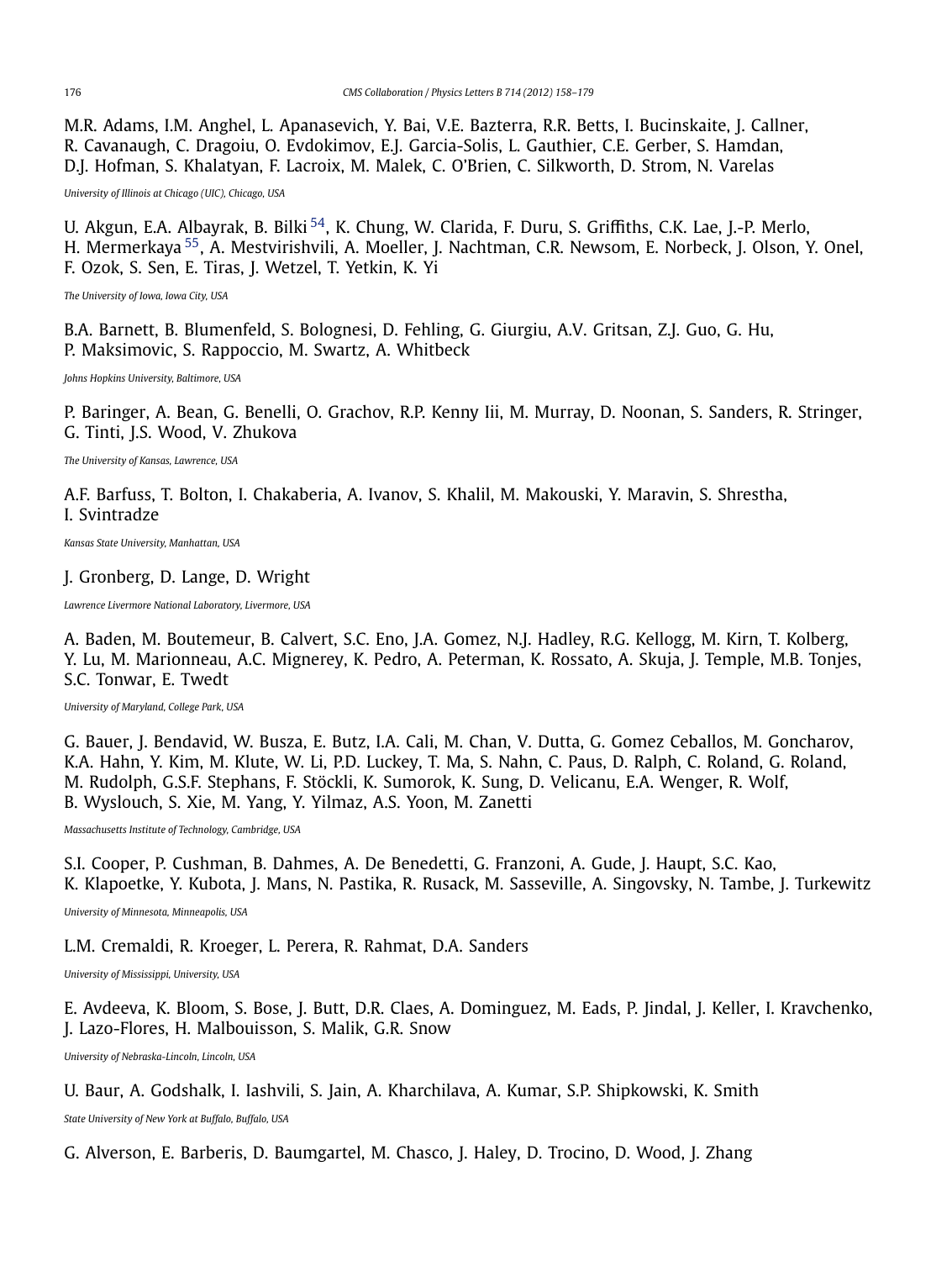M.R. Adams, I.M. Anghel, L. Apanasevich, Y. Bai, V.E. Bazterra, R.R. Betts, I. Bucinskaite, J. Callner, R. Cavanaugh, C. Dragoiu, O. Evdokimov, E.J. Garcia-Solis, L. Gauthier, C.E. Gerber, S. Hamdan, D.J. Hofman, S. Khalatyan, F. Lacroix, M. Malek, C. O'Brien, C. Silkworth, D. Strom, N. Varelas

*University of Illinois at Chicago (UIC), Chicago, USA*

U. Akgun, E.A. Albayrak, B. Bilki [54], K. Chung, W. Clarida, F. Duru, S. Griffiths, C.K. Lae, J.-P. Merlo, H. Mermerkaya [55], A. Mestvirishvili, A. Moeller, J. Nachtman, C.R. Newsom, E. Norbeck, J. Olson, Y. Onel, F. Ozok, S. Sen, E. Tiras, J. Wetzel, T. Yetkin, K. Yi

*The University of Iowa, Iowa City, USA*

B.A. Barnett, B. Blumenfeld, S. Bolognesi, D. Fehling, G. Giurgiu, A.V. Gritsan, Z.J. Guo, G. Hu, P. Maksimovic, S. Rappoccio, M. Swartz, A. Whitbeck

*Johns Hopkins University, Baltimore, USA*

P. Baringer, A. Bean, G. Benelli, O. Grachov, R.P. Kenny Iii, M. Murray, D. Noonan, S. Sanders, R. Stringer, G. Tinti, J.S. Wood, V. Zhukova

*The University of Kansas, Lawrence, USA*

A.F. Barfuss, T. Bolton, I. Chakaberia, A. Ivanov, S. Khalil, M. Makouski, Y. Maravin, S. Shrestha, I. Svintradze

*Kansas State University, Manhattan, USA*

J. Gronberg, D. Lange, D. Wright

*Lawrence Livermore National Laboratory, Livermore, USA*

A. Baden, M. Boutemeur, B. Calvert, S.C. Eno, J.A. Gomez, N.J. Hadley, R.G. Kellogg, M. Kirn, T. Kolberg, Y. Lu, M. Marionneau, A.C. Mignerey, K. Pedro, A. Peterman, K. Rossato, A. Skuja, J. Temple, M.B. Tonjes, S.C. Tonwar, E. Twedt

*University of Maryland, College Park, USA*

G. Bauer, J. Bendavid, W. Busza, E. Butz, I.A. Cali, M. Chan, V. Dutta, G. Gomez Ceballos, M. Goncharov, K.A. Hahn, Y. Kim, M. Klute, W. Li, P.D. Luckey, T. Ma, S. Nahn, C. Paus, D. Ralph, C. Roland, G. Roland, M. Rudolph, G.S.F. Stephans, F. Stöckli, K. Sumorok, K. Sung, D. Velicanu, E.A. Wenger, R. Wolf, B. Wyslouch, S. Xie, M. Yang, Y. Yilmaz, A.S. Yoon, M. Zanetti

*Massachusetts Institute of Technology, Cambridge, USA*

S.I. Cooper, P. Cushman, B. Dahmes, A. De Benedetti, G. Franzoni, A. Gude, J. Haupt, S.C. Kao, K. Klapoetke, Y. Kubota, J. Mans, N. Pastika, R. Rusack, M. Sasseville, A. Singovsky, N. Tambe, J. Turkewitz

*University of Minnesota, Minneapolis, USA*

L.M. Cremaldi, R. Kroeger, L. Perera, R. Rahmat, D.A. Sanders

*University of Mississippi, University, USA*

E. Avdeeva, K. Bloom, S. Bose, J. Butt, D.R. Claes, A. Dominguez, M. Eads, P. Jindal, J. Keller, I. Kravchenko, J. Lazo-Flores, H. Malbouisson, S. Malik, G.R. Snow

*University of Nebraska-Lincoln, Lincoln, USA*

U. Baur, A. Godshalk, I. Iashvili, S. Jain, A. Kharchilava, A. Kumar, S.P. Shipkowski, K. Smith

*State University of New York at Buffalo, Buffalo, USA*

G. Alverson, E. Barberis, D. Baumgartel, M. Chasco, J. Haley, D. Trocino, D. Wood, J. Zhang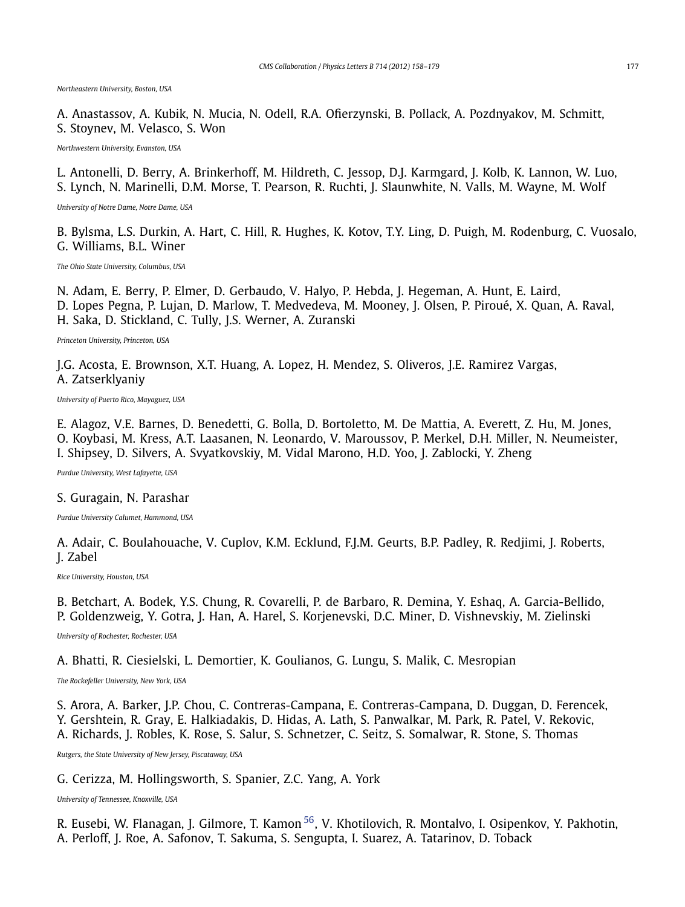*Northeastern University, Boston, USA*

A. Anastassov, A. Kubik, N. Mucia, N. Odell, R.A. Ofierzynski, B. Pollack, A. Pozdnyakov, M. Schmitt, S. Stoynev, M. Velasco, S. Won

*Northwestern University, Evanston, USA*

L. Antonelli, D. Berry, A. Brinkerhoff, M. Hildreth, C. Jessop, D.J. Karmgard, J. Kolb, K. Lannon, W. Luo, S. Lynch, N. Marinelli, D.M. Morse, T. Pearson, R. Ruchti, J. Slaunwhite, N. Valls, M. Wayne, M. Wolf

*University of Notre Dame, Notre Dame, USA*

B. Bylsma, L.S. Durkin, A. Hart, C. Hill, R. Hughes, K. Kotov, T.Y. Ling, D. Puigh, M. Rodenburg, C. Vuosalo, G. Williams, B.L. Winer

*The Ohio State University, Columbus, USA*

N. Adam, E. Berry, P. Elmer, D. Gerbaudo, V. Halyo, P. Hebda, J. Hegeman, A. Hunt, E. Laird, D. Lopes Pegna, P. Lujan, D. Marlow, T. Medvedeva, M. Mooney, J. Olsen, P. Piroué, X. Quan, A. Raval, H. Saka, D. Stickland, C. Tully, J.S. Werner, A. Zuranski

*Princeton University, Princeton, USA*

J.G. Acosta, E. Brownson, X.T. Huang, A. Lopez, H. Mendez, S. Oliveros, J.E. Ramirez Vargas, A. Zatserklyaniy

*University of Puerto Rico, Mayaguez, USA*

E. Alagoz, V.E. Barnes, D. Benedetti, G. Bolla, D. Bortoletto, M. De Mattia, A. Everett, Z. Hu, M. Jones, O. Koybasi, M. Kress, A.T. Laasanen, N. Leonardo, V. Maroussov, P. Merkel, D.H. Miller, N. Neumeister, I. Shipsey, D. Silvers, A. Svyatkovskiy, M. Vidal Marono, H.D. Yoo, J. Zablocki, Y. Zheng

*Purdue University, West Lafayette, USA*

S. Guragain, N. Parashar

*Purdue University Calumet, Hammond, USA*

A. Adair, C. Boulahouache, V. Cuplov, K.M. Ecklund, F.J.M. Geurts, B.P. Padley, R. Redjimi, J. Roberts, J. Zabel

*Rice University, Houston, USA*

B. Betchart, A. Bodek, Y.S. Chung, R. Covarelli, P. de Barbaro, R. Demina, Y. Eshaq, A. Garcia-Bellido, P. Goldenzweig, Y. Gotra, J. Han, A. Harel, S. Korjenevski, D.C. Miner, D. Vishnevskiy, M. Zielinski

*University of Rochester, Rochester, USA*

A. Bhatti, R. Ciesielski, L. Demortier, K. Goulianos, G. Lungu, S. Malik, C. Mesropian

*The Rockefeller University, New York, USA*

S. Arora, A. Barker, J.P. Chou, C. Contreras-Campana, E. Contreras-Campana, D. Duggan, D. Ferencek, Y. Gershtein, R. Gray, E. Halkiadakis, D. Hidas, A. Lath, S. Panwalkar, M. Park, R. Patel, V. Rekovic, A. Richards, J. Robles, K. Rose, S. Salur, S. Schnetzer, C. Seitz, S. Somalwar, R. Stone, S. Thomas

*Rutgers, the State University of New Jersey, Piscataway, USA*

G. Cerizza, M. Hollingsworth, S. Spanier, Z.C. Yang, A. York

*University of Tennessee, Knoxville, USA*

R. Eusebi, W. Flanagan, J. Gilmore, T. Kamon [56], V. Khotilovich, R. Montalvo, I. Osipenkov, Y. Pakhotin, A. Perloff, J. Roe, A. Safonov, T. Sakuma, S. Sengupta, I. Suarez, A. Tatarinov, D. Toback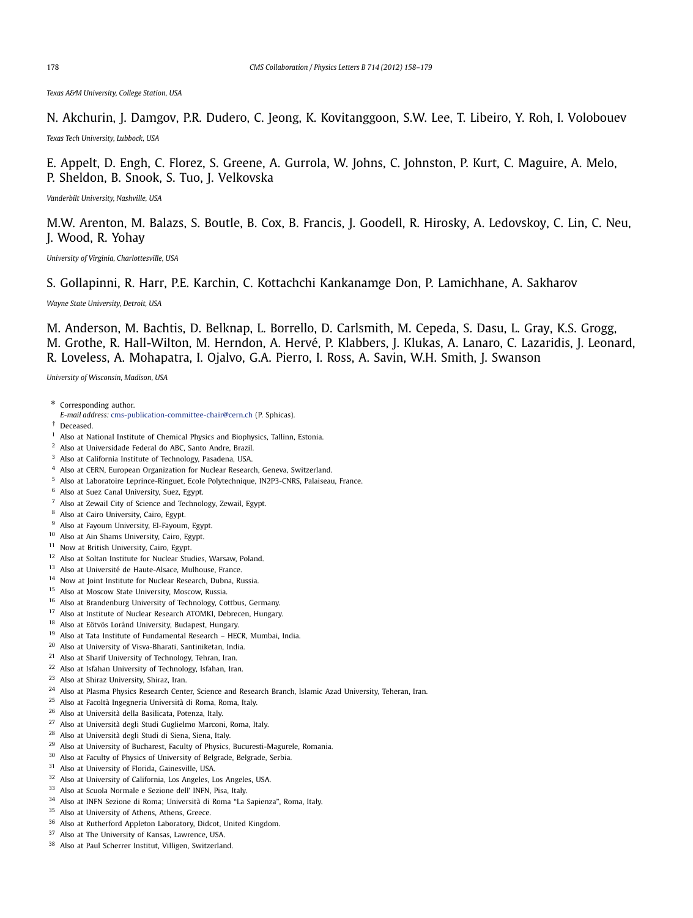*Texas A&M University, College Station, USA*

N. Akchurin, J. Damgov, P.R. Dudero, C. Jeong, K. Kovitanggoon, S.W. Lee, T. Libeiro, Y. Roh, I. Volobouev

*Texas Tech University, Lubbock, USA*

E. Appelt, D. Engh, C. Florez, S. Greene, A. Gurrola, W. Johns, C. Johnston, P. Kurt, C. Maguire, A. Melo, P. Sheldon, B. Snook, S. Tuo, J. Velkovska

*Vanderbilt University, Nashville, USA*

M.W. Arenton, M. Balazs, S. Boutle, B. Cox, B. Francis, J. Goodell, R. Hirosky, A. Ledovskoy, C. Lin, C. Neu, J. Wood, R. Yohay

*University of Virginia, Charlottesville, USA*

S. Gollapinni, R. Harr, P.E. Karchin, C. Kottachchi Kankanamge Don, P. Lamichhane, A. Sakharov

*Wayne State University, Detroit, USA*

M. Anderson, M. Bachtis, D. Belknap, L. Borrello, D. Carlsmith, M. Cepeda, S. Dasu, L. Gray, K.S. Grogg, M. Grothe, R. Hall-Wilton, M. Herndon, A. Hervé, P. Klabbers, J. Klukas, A. Lanaro, C. Lazaridis, J. Leonard, R. Loveless, A. Mohapatra, I. Ojalvo, G.A. Pierro, I. Ross, A. Savin, W.H. Smith, J. Swanson

*University of Wisconsin, Madison, USA*

\* Corresponding author.
*E-mail address:* cms-publication-committee-chair@cern.ch (P. Sphicas).

† Deceased.

[1] Also at National Institute of Chemical Physics and Biophysics, Tallinn, Estonia.
[2] Also at Universidade Federal do ABC, Santo Andre, Brazil.
[3] Also at California Institute of Technology, Pasadena, USA.
[4] Also at CERN, European Organization for Nuclear Research, Geneva, Switzerland.
[5] Also at Laboratoire Leprince-Ringuet, Ecole Polytechnique, IN2P3-CNRS, Palaiseau, France.
[6] Also at Suez Canal University, Suez, Egypt.
[7] Also at Zewail City of Science and Technology, Zewail, Egypt.
[8] Also at Cairo University, Cairo, Egypt.
[9] Also at Fayoum University, El-Fayoum, Egypt.
[10] Also at Ain Shams University, Cairo, Egypt.
[11] Now at British University, Cairo, Egypt.
[12] Also at Soltan Institute for Nuclear Studies, Warsaw, Poland.
[13] Also at Université de Haute-Alsace, Mulhouse, France.
[14] Now at Joint Institute for Nuclear Research, Dubna, Russia.
[15] Also at Moscow State University, Moscow, Russia.
[16] Also at Brandenburg University of Technology, Cottbus, Germany.
[17] Also at Institute of Nuclear Research ATOMKI, Debrecen, Hungary.
[18] Also at Eötvös Loránd University, Budapest, Hungary.
[19] Also at Tata Institute of Fundamental Research – HECR, Mumbai, India.
[20] Also at University of Visva-Bharati, Santiniketan, India.
[21] Also at Sharif University of Technology, Tehran, Iran.
[22] Also at Isfahan University of Technology, Isfahan, Iran.
[23] Also at Shiraz University, Shiraz, Iran.
[24] Also at Plasma Physics Research Center, Science and Research Branch, Islamic Azad University, Teheran, Iran.
[25] Also at Facoltà Ingegneria Università di Roma, Roma, Italy.
[26] Also at Università della Basilicata, Potenza, Italy.
[27] Also at Università degli Studi Guglielmo Marconi, Roma, Italy.
[28] Also at Università degli Studi di Siena, Siena, Italy.
[29] Also at University of Bucharest, Faculty of Physics, Bucuresti-Magurele, Romania.
[30] Also at Faculty of Physics of University of Belgrade, Belgrade, Serbia.
[31] Also at University of Florida, Gainesville, USA.
[32] Also at University of California, Los Angeles, Los Angeles, USA.
[33] Also at Scuola Normale e Sezione dell' INFN, Pisa, Italy.
[34] Also at INFN Sezione di Roma; Università di Roma "La Sapienza", Roma, Italy.
[35] Also at University of Athens, Athens, Greece.
[36] Also at Rutherford Appleton Laboratory, Didcot, United Kingdom.
[37] Also at The University of Kansas, Lawrence, USA.
[38] Also at Paul Scherrer Institut, Villigen, Switzerland.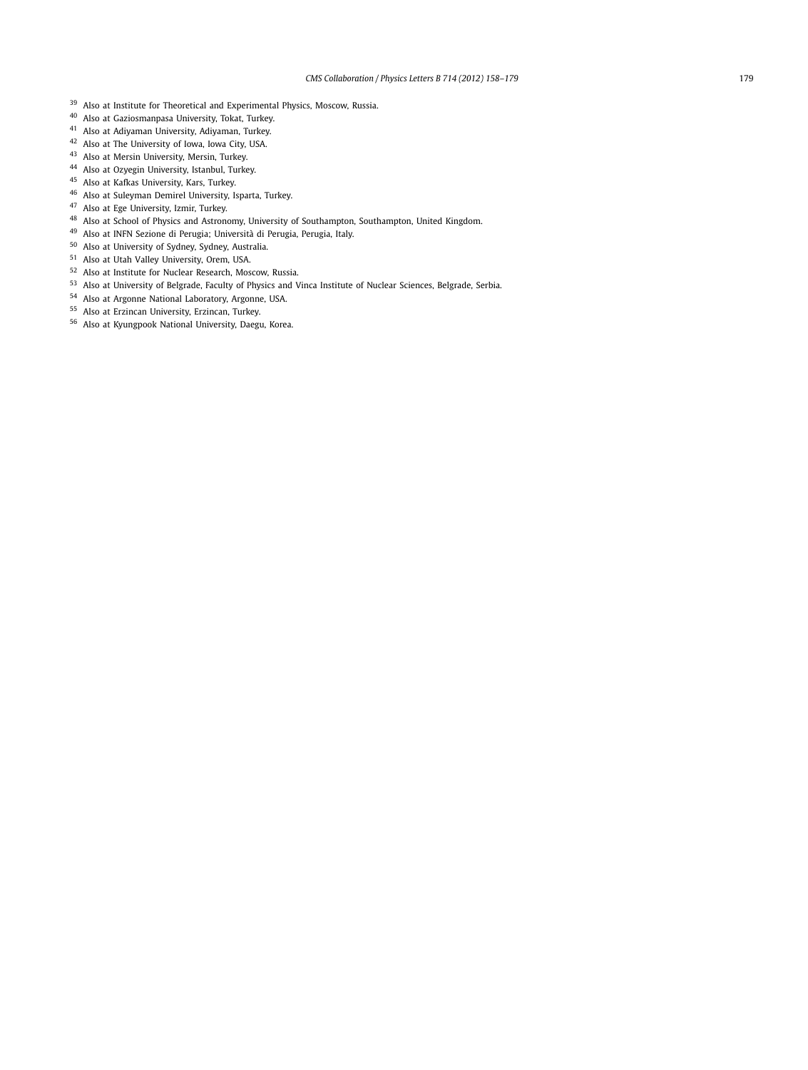[39] Also at Institute for Theoretical and Experimental Physics, Moscow, Russia.
[40] Also at Gaziosmanpasa University, Tokat, Turkey.
[41] Also at Adiyaman University, Adiyaman, Turkey.
[42] Also at The University of Iowa, Iowa City, USA.
[43] Also at Mersin University, Mersin, Turkey.
[44] Also at Ozyegin University, Istanbul, Turkey.
[45] Also at Kafkas University, Kars, Turkey.
[46] Also at Suleyman Demirel University, Isparta, Turkey.
[47] Also at Ege University, Izmir, Turkey.
[48] Also at School of Physics and Astronomy, University of Southampton, Southampton, United Kingdom.
[49] Also at INFN Sezione di Perugia; Università di Perugia, Perugia, Italy.
[50] Also at University of Sydney, Sydney, Australia.
[51] Also at Utah Valley University, Orem, USA.
[52] Also at Institute for Nuclear Research, Moscow, Russia.
[53] Also at University of Belgrade, Faculty of Physics and Vinca Institute of Nuclear Sciences, Belgrade, Serbia.
[54] Also at Argonne National Laboratory, Argonne, USA.
[55] Also at Erzincan University, Erzincan, Turkey.
[56] Also at Kyungpook National University, Daegu, Korea.